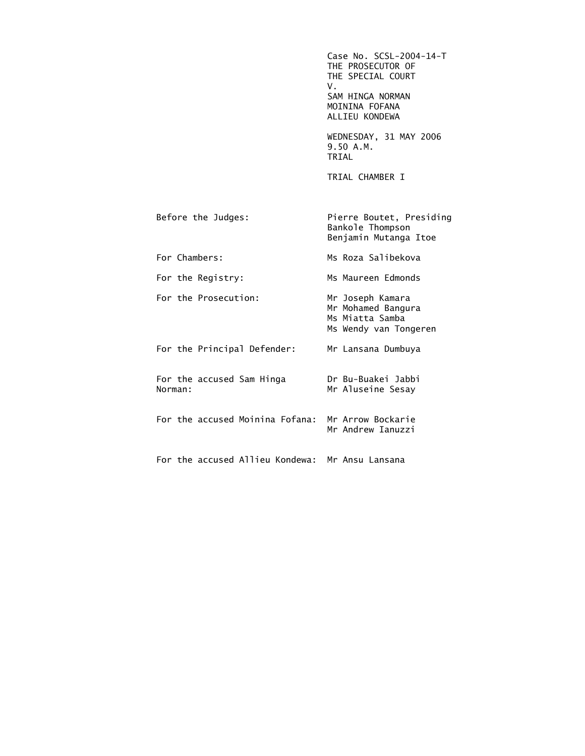Case No. SCSL-2004-14-T
THE PROSECUTOR OF
THE SPECIAL COURT
V.
SAM HINGA NORMAN
MOININA FOFANA
ALLIEU KONDEWA

WEDNESDAY, 31 MAY 2006
9.50 A.M.
TRIAL

TRIAL CHAMBER I

| | |
|---|---|
| Before the Judges: | Pierre Boutet, Presiding<br>Bankole Thompson<br>Benjamin Mutanga Itoe |
| For Chambers: | Ms Roza Salibekova |
| For the Registry: | Ms Maureen Edmonds |
| For the Prosecution: | Mr Joseph Kamara<br>Mr Mohamed Bangura<br>Ms Miatta Samba<br>Ms Wendy van Tongeren |
| For the Principal Defender: | Mr Lansana Dumbuya |
| For the accused Sam Hinga Norman: | Dr Bu-Buakei Jabbi<br>Mr Aluseine Sesay |
| For the accused Moinina Fofana: | Mr Arrow Bockarie<br>Mr Andrew Ianuzzi |
| For the accused Allieu Kondewa: | Mr Ansu Lansana |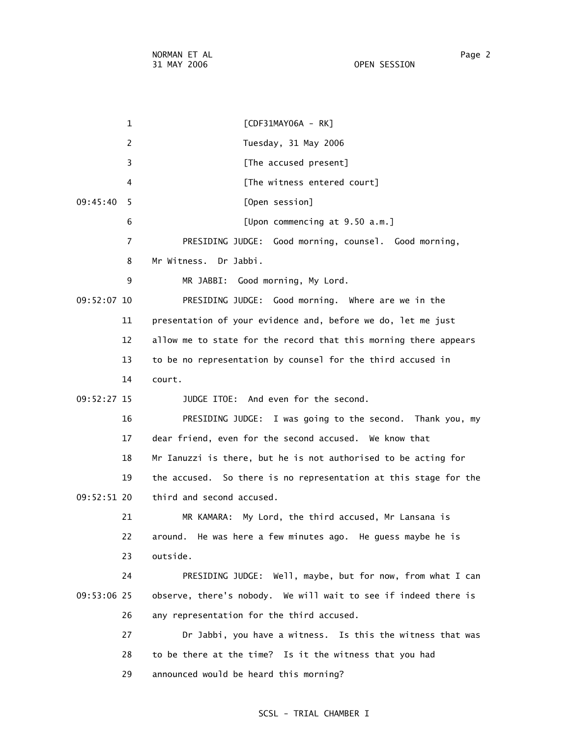[CDF31MAY06A - RK]

Tuesday, 31 May 2006

[The accused present]

[The witness entered court]

[Open session]

[Upon commencing at 9.50 a.m.]

PRESIDING JUDGE: Good morning, counsel. Good morning, Mr Witness. Dr Jabbi.

MR JABBI: Good morning, My Lord.

PRESIDING JUDGE: Good morning. Where are we in the presentation of your evidence and, before we do, let me just allow me to state for the record that this morning there appears to be no representation by counsel for the third accused in court.

JUDGE ITOE: And even for the second.

PRESIDING JUDGE: I was going to the second. Thank you, my dear friend, even for the second accused. We know that Mr Ianuzzi is there, but he is not authorised to be acting for the accused. So there is no representation at this stage for the third and second accused.

MR KAMARA: My Lord, the third accused, Mr Lansana is around. He was here a few minutes ago. He guess maybe he is outside.

PRESIDING JUDGE: Well, maybe, but for now, from what I can observe, there's nobody. We will wait to see if indeed there is any representation for the third accused.

Dr Jabbi, you have a witness. Is this the witness that was to be there at the time? Is it the witness that you had announced would be heard this morning?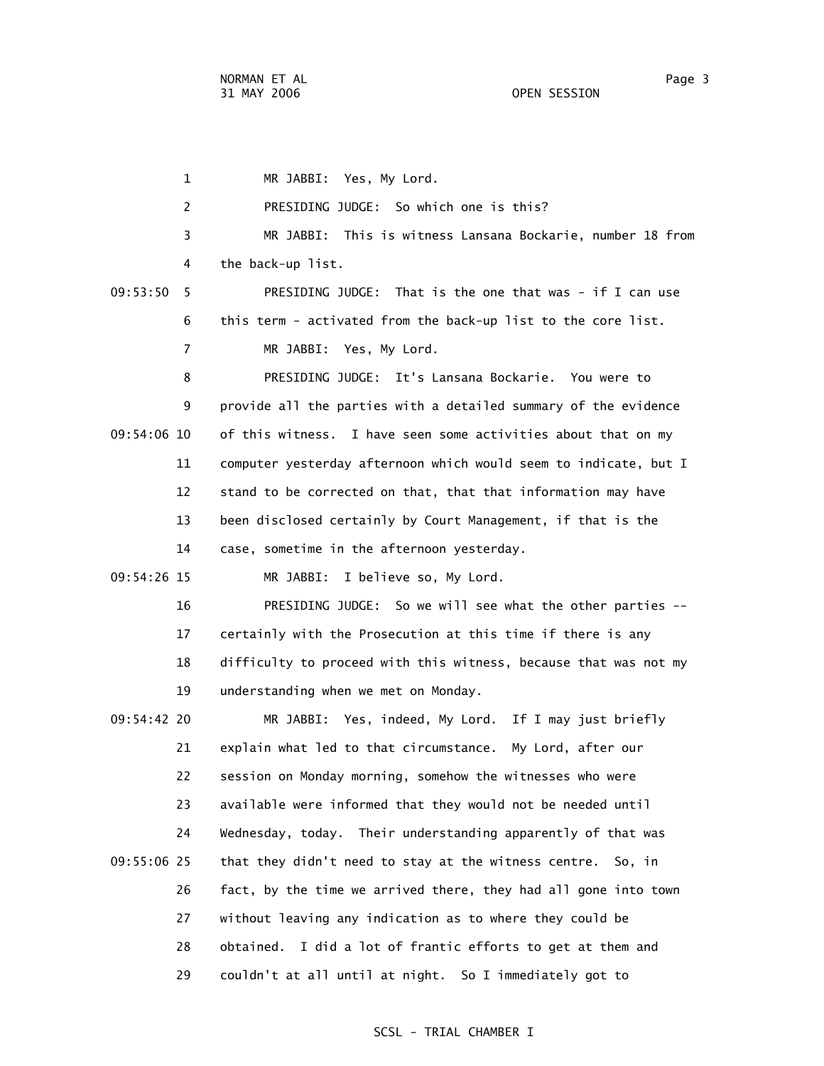MR JABBI: Yes, My Lord.

PRESIDING JUDGE: So which one is this?

MR JABBI: This is witness Lansana Bockarie, number 18 from the back-up list.

PRESIDING JUDGE: That is the one that was - if I can use this term - activated from the back-up list to the core list.

MR JABBI: Yes, My Lord.

PRESIDING JUDGE: It's Lansana Bockarie. You were to provide all the parties with a detailed summary of the evidence of this witness. I have seen some activities about that on my computer yesterday afternoon which would seem to indicate, but I stand to be corrected on that, that that information may have been disclosed certainly by Court Management, if that is the case, sometime in the afternoon yesterday.

MR JABBI: I believe so, My Lord.

PRESIDING JUDGE: So we will see what the other parties -- certainly with the Prosecution at this time if there is any difficulty to proceed with this witness, because that was not my understanding when we met on Monday.

MR JABBI: Yes, indeed, My Lord. If I may just briefly explain what led to that circumstance. My Lord, after our session on Monday morning, somehow the witnesses who were available were informed that they would not be needed until Wednesday, today. Their understanding apparently of that was that they didn't need to stay at the witness centre. So, in fact, by the time we arrived there, they had all gone into town without leaving any indication as to where they could be obtained. I did a lot of frantic efforts to get at them and couldn't at all until at night. So I immediately got to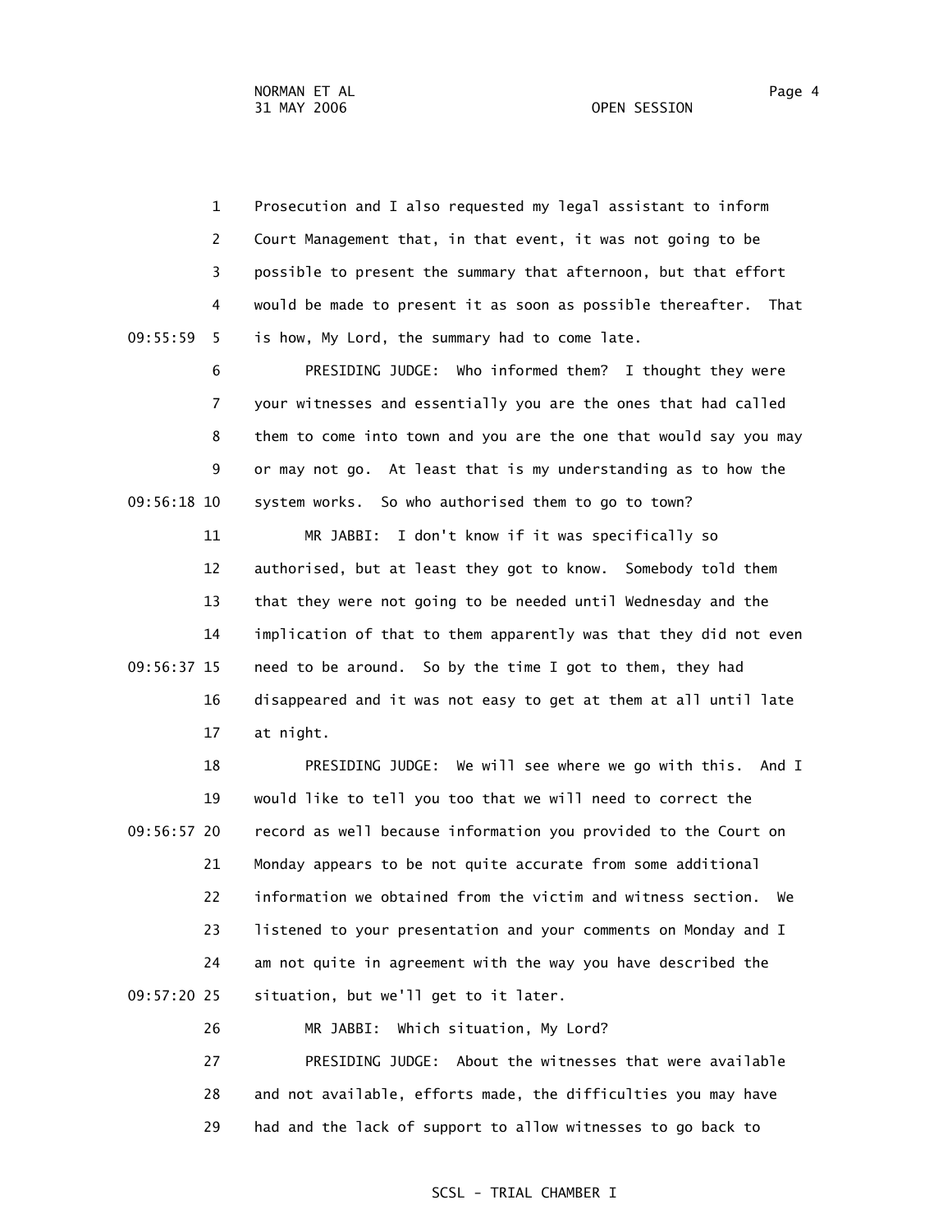Prosecution and I also requested my legal assistant to inform Court Management that, in that event, it was not going to be possible to present the summary that afternoon, but that effort would be made to present it as soon as possible thereafter. That is how, My Lord, the summary had to come late.

PRESIDING JUDGE: Who informed them? I thought they were your witnesses and essentially you are the ones that had called them to come into town and you are the one that would say you may or may not go. At least that is my understanding as to how the system works. So who authorised them to go to town?

MR JABBI: I don't know if it was specifically so authorised, but at least they got to know. Somebody told them that they were not going to be needed until Wednesday and the implication of that to them apparently was that they did not even need to be around. So by the time I got to them, they had disappeared and it was not easy to get at them at all until late at night.

PRESIDING JUDGE: We will see where we go with this. And I would like to tell you too that we will need to correct the record as well because information you provided to the Court on Monday appears to be not quite accurate from some additional information we obtained from the victim and witness section. We listened to your presentation and your comments on Monday and I am not quite in agreement with the way you have described the situation, but we'll get to it later.

MR JABBI: Which situation, My Lord?

PRESIDING JUDGE: About the witnesses that were available and not available, efforts made, the difficulties you may have had and the lack of support to allow witnesses to go back to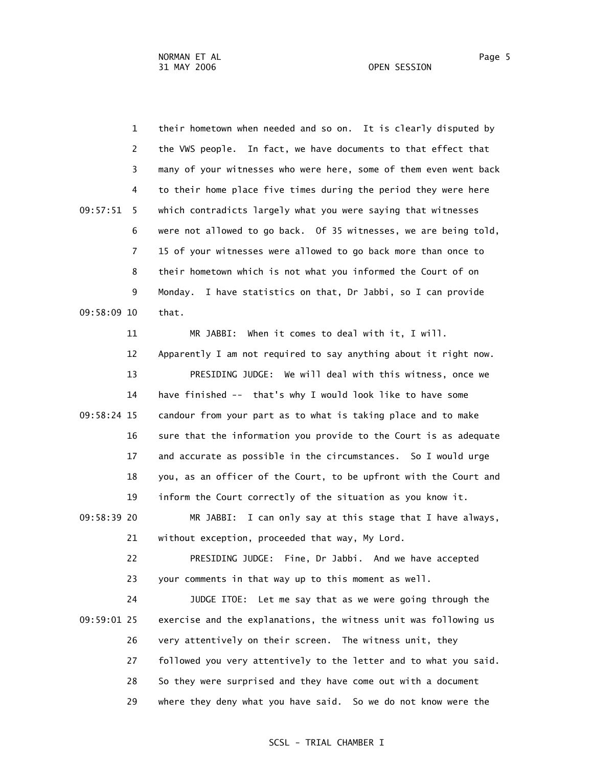their hometown when needed and so on. It is clearly disputed by the VWS people. In fact, we have documents to that effect that many of your witnesses who were here, some of them even went back to their home place five times during the period they were here which contradicts largely what you were saying that witnesses were not allowed to go back. Of 35 witnesses, we are being told, 15 of your witnesses were allowed to go back more than once to their hometown which is not what you informed the Court of on Monday. I have statistics on that, Dr Jabbi, so I can provide that.

MR JABBI: When it comes to deal with it, I will. Apparently I am not required to say anything about it right now.

PRESIDING JUDGE: We will deal with this witness, once we have finished -- that's why I would look like to have some candour from your part as to what is taking place and to make sure that the information you provide to the Court is as adequate and accurate as possible in the circumstances. So I would urge you, as an officer of the Court, to be upfront with the Court and inform the Court correctly of the situation as you know it.

MR JABBI: I can only say at this stage that I have always, without exception, proceeded that way, My Lord.

PRESIDING JUDGE: Fine, Dr Jabbi. And we have accepted your comments in that way up to this moment as well.

JUDGE ITOE: Let me say that as we were going through the exercise and the explanations, the witness unit was following us very attentively on their screen. The witness unit, they followed you very attentively to the letter and to what you said. So they were surprised and they have come out with a document where they deny what you have said. So we do not know were the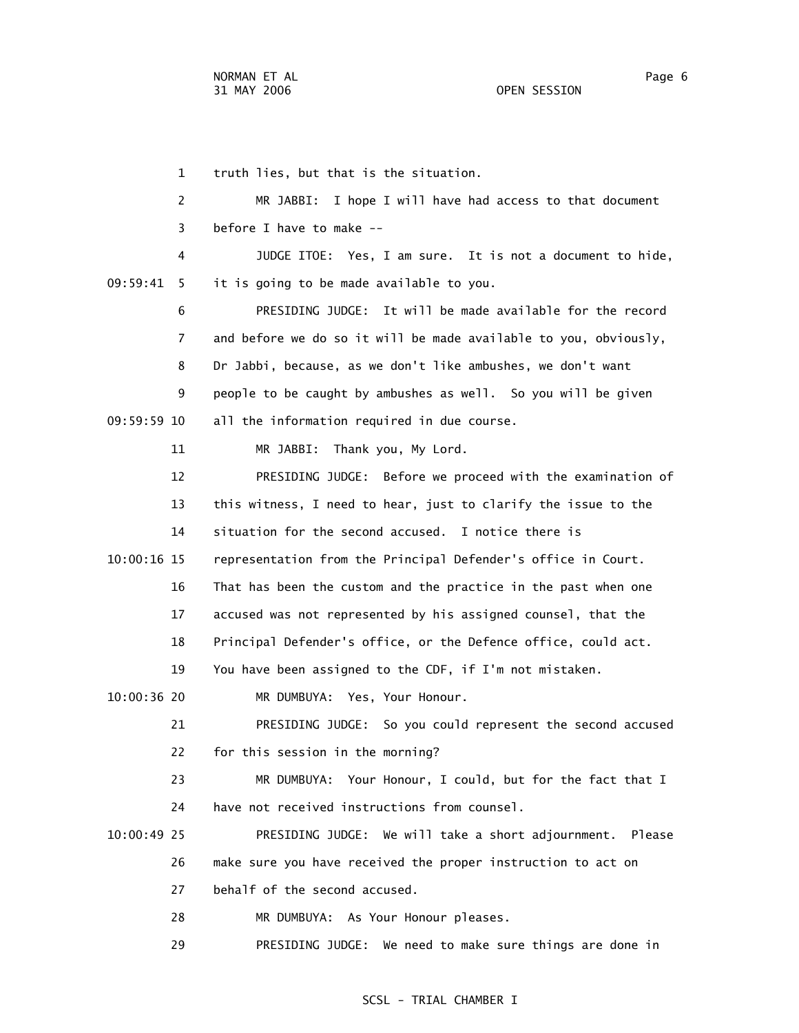1 truth lies, but that is the situation.

2 MR JABBI: I hope I will have had access to that document

3 before I have to make --

4 JUDGE ITOE: Yes, I am sure. It is not a document to hide,

09:59:41 5 it is going to be made available to you.

6 PRESIDING JUDGE: It will be made available for the record

7 and before we do so it will be made available to you, obviously,

8 Dr Jabbi, because, as we don't like ambushes, we don't want

9 people to be caught by ambushes as well. So you will be given

09:59:59 10 all the information required in due course.

11 MR JABBI: Thank you, My Lord.

12 PRESIDING JUDGE: Before we proceed with the examination of

13 this witness, I need to hear, just to clarify the issue to the

14 situation for the second accused. I notice there is

10:00:16 15 representation from the Principal Defender's office in Court.

16 That has been the custom and the practice in the past when one

17 accused was not represented by his assigned counsel, that the

18 Principal Defender's office, or the Defence office, could act.

19 You have been assigned to the CDF, if I'm not mistaken.

10:00:36 20 MR DUMBUYA: Yes, Your Honour.

21 PRESIDING JUDGE: So you could represent the second accused

22 for this session in the morning?

23 MR DUMBUYA: Your Honour, I could, but for the fact that I

24 have not received instructions from counsel.

10:00:49 25 PRESIDING JUDGE: We will take a short adjournment. Please

26 make sure you have received the proper instruction to act on

27 behalf of the second accused.

28 MR DUMBUYA: As Your Honour pleases.

29 PRESIDING JUDGE: We need to make sure things are done in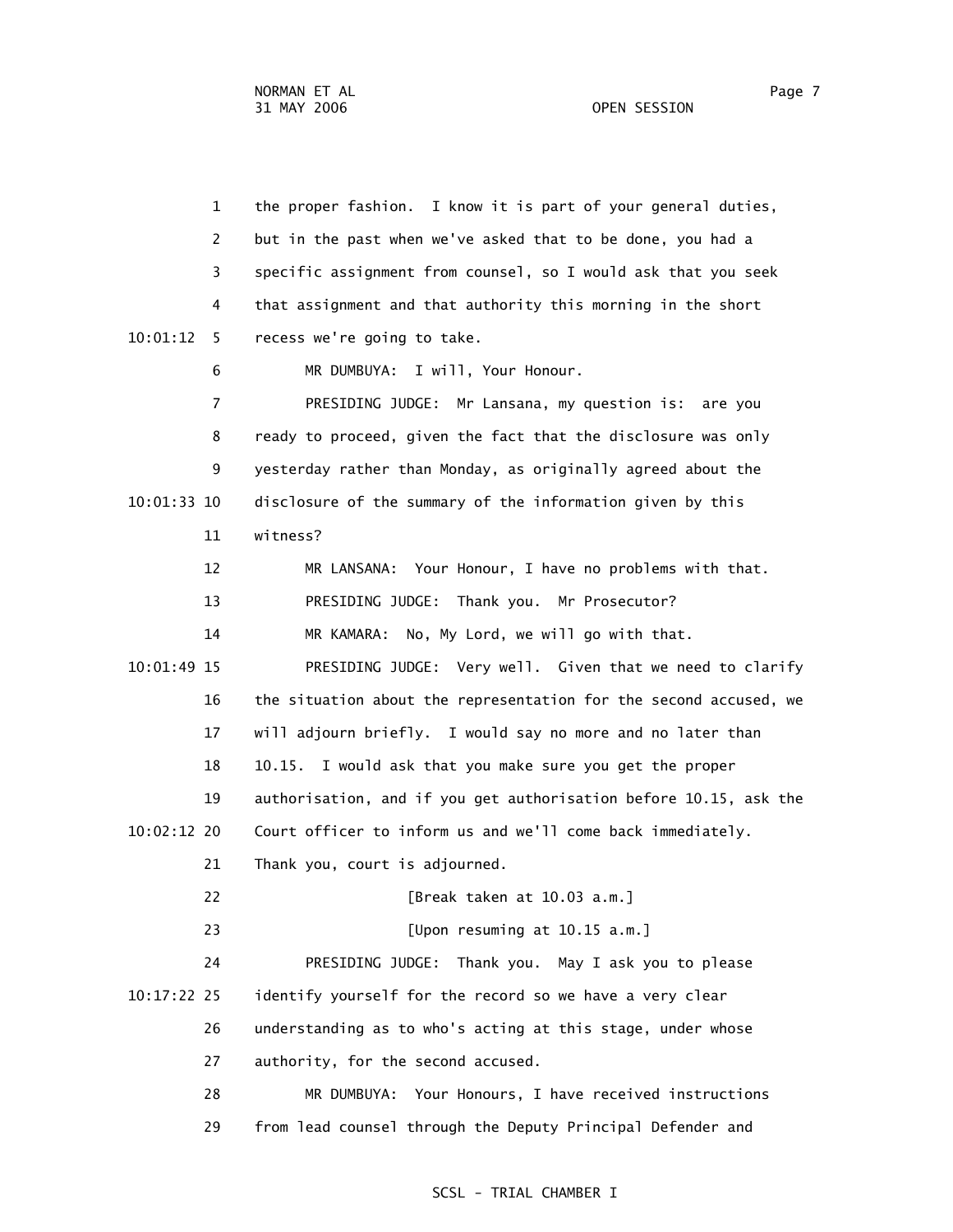the proper fashion. I know it is part of your general duties, but in the past when we've asked that to be done, you had a specific assignment from counsel, so I would ask that you seek that assignment and that authority this morning in the short recess we're going to take.

MR DUMBUYA: I will, Your Honour.

PRESIDING JUDGE: Mr Lansana, my question is: are you ready to proceed, given the fact that the disclosure was only yesterday rather than Monday, as originally agreed about the disclosure of the summary of the information given by this witness?

MR LANSANA: Your Honour, I have no problems with that.

PRESIDING JUDGE: Thank you. Mr Prosecutor?

MR KAMARA: No, My Lord, we will go with that.

PRESIDING JUDGE: Very well. Given that we need to clarify the situation about the representation for the second accused, we will adjourn briefly. I would say no more and no later than 10.15. I would ask that you make sure you get the proper authorisation, and if you get authorisation before 10.15, ask the Court officer to inform us and we'll come back immediately. Thank you, court is adjourned.

[Break taken at 10.03 a.m.]

[Upon resuming at 10.15 a.m.]

PRESIDING JUDGE: Thank you. May I ask you to please identify yourself for the record so we have a very clear understanding as to who's acting at this stage, under whose authority, for the second accused.

MR DUMBUYA: Your Honours, I have received instructions from lead counsel through the Deputy Principal Defender and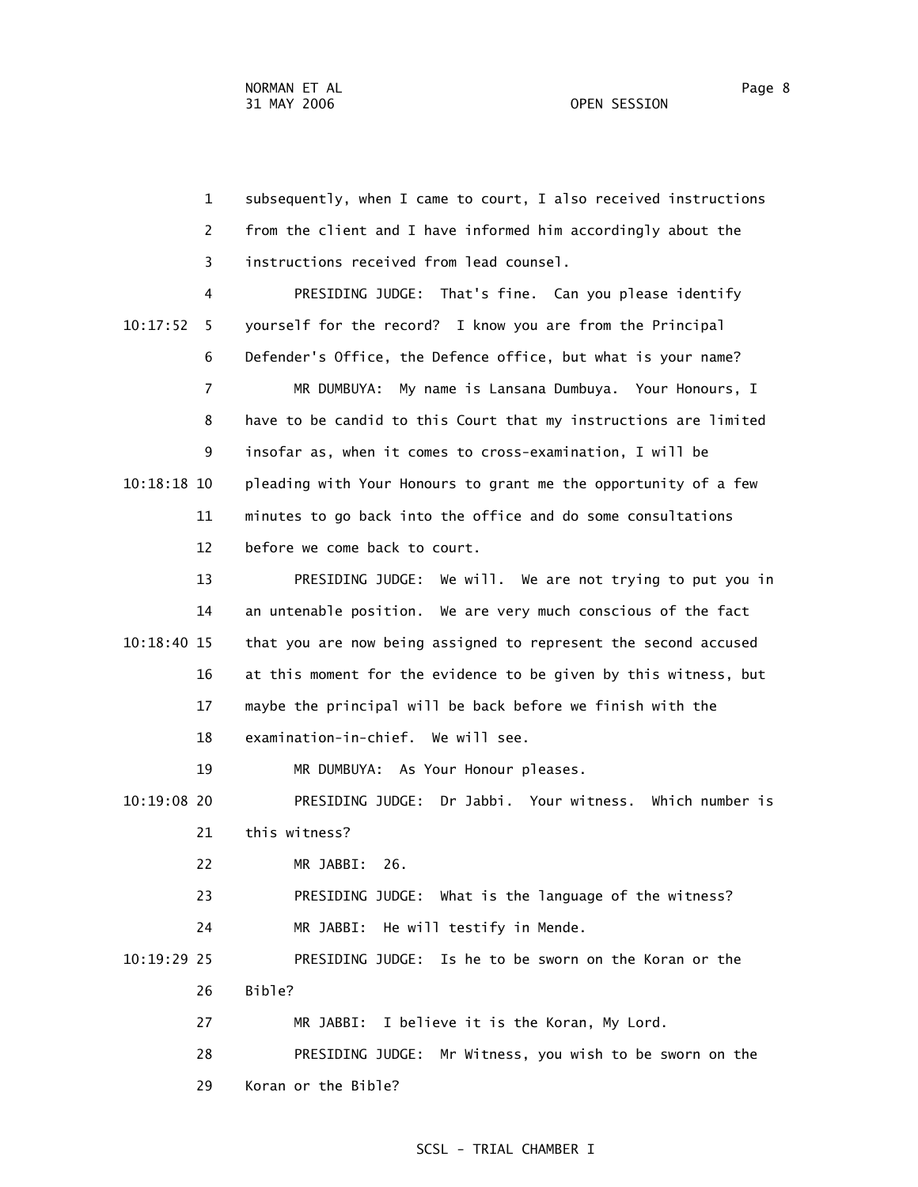subsequently, when I came to court, I also received instructions from the client and I have informed him accordingly about the instructions received from lead counsel.

PRESIDING JUDGE: That's fine. Can you please identify yourself for the record? I know you are from the Principal Defender's Office, the Defence office, but what is your name?

MR DUMBUYA: My name is Lansana Dumbuya. Your Honours, I have to be candid to this Court that my instructions are limited insofar as, when it comes to cross-examination, I will be pleading with Your Honours to grant me the opportunity of a few minutes to go back into the office and do some consultations before we come back to court.

PRESIDING JUDGE: We will. We are not trying to put you in an untenable position. We are very much conscious of the fact that you are now being assigned to represent the second accused at this moment for the evidence to be given by this witness, but maybe the principal will be back before we finish with the examination-in-chief. We will see.

MR DUMBUYA: As Your Honour pleases.

PRESIDING JUDGE: Dr Jabbi. Your witness. Which number is this witness?

MR JABBI: 26.

PRESIDING JUDGE: What is the language of the witness?

MR JABBI: He will testify in Mende.

PRESIDING JUDGE: Is he to be sworn on the Koran or the Bible?

MR JABBI: I believe it is the Koran, My Lord.

PRESIDING JUDGE: Mr Witness, you wish to be sworn on the Koran or the Bible?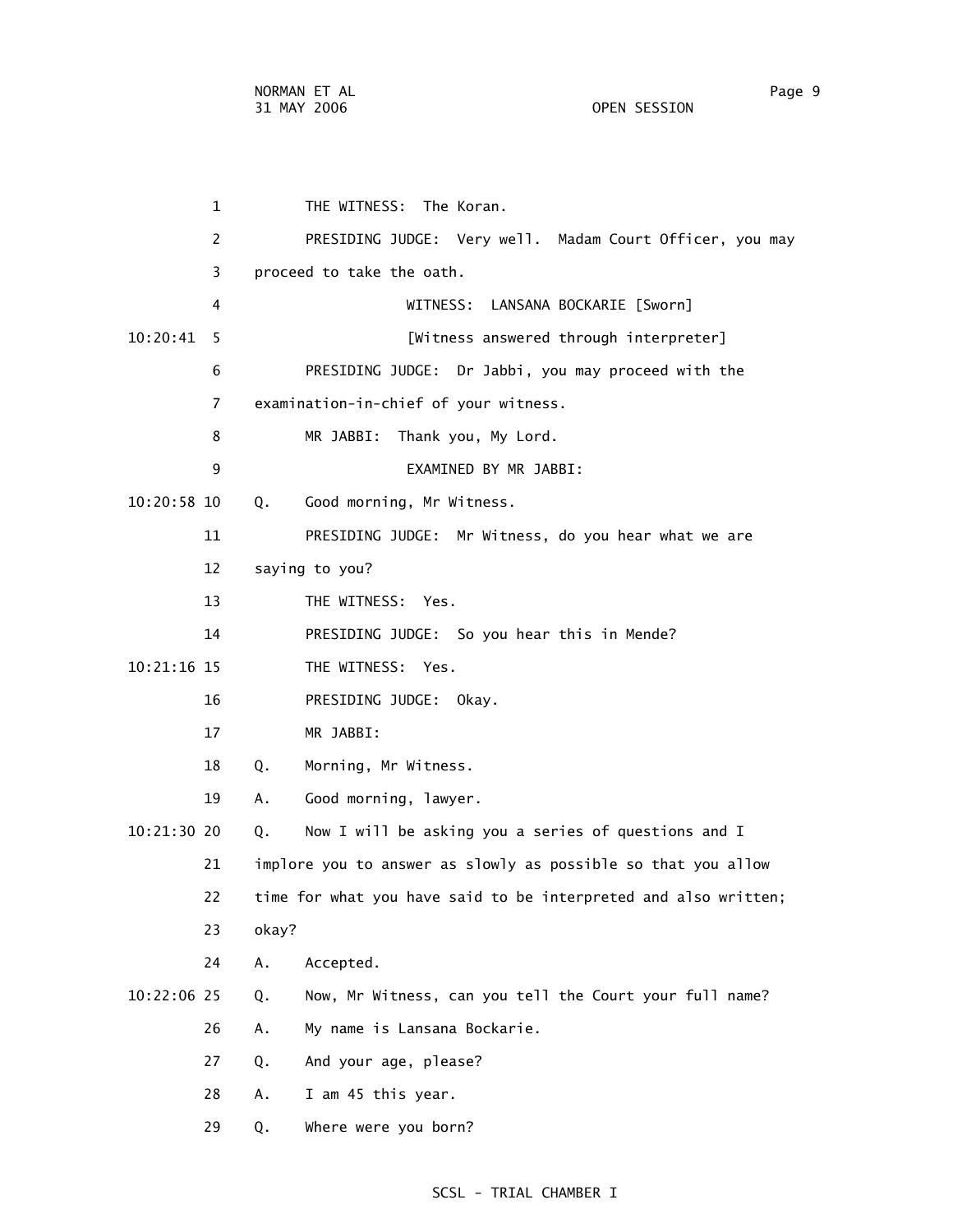1 THE WITNESS: The Koran.

2 PRESIDING JUDGE: Very well. Madam Court Officer, you may

3 proceed to take the oath.

4 WITNESS: LANSANA BOCKARIE [Sworn]

10:20:41 5 [Witness answered through interpreter]

6 PRESIDING JUDGE: Dr Jabbi, you may proceed with the

7 examination-in-chief of your witness.

8 MR JABBI: Thank you, My Lord.

9 EXAMINED BY MR JABBI:

10:20:58 10 Q. Good morning, Mr Witness.

11 PRESIDING JUDGE: Mr Witness, do you hear what we are

12 saying to you?

13 THE WITNESS: Yes.

14 PRESIDING JUDGE: So you hear this in Mende?

10:21:16 15 THE WITNESS: Yes.

16 PRESIDING JUDGE: Okay.

17 MR JABBI:

18 Q. Morning, Mr Witness.

19 A. Good morning, lawyer.

10:21:30 20 Q. Now I will be asking you a series of questions and I

21 implore you to answer as slowly as possible so that you allow

22 time for what you have said to be interpreted and also written;

23 okay?

24 A. Accepted.

10:22:06 25 Q. Now, Mr Witness, can you tell the Court your full name?

26 A. My name is Lansana Bockarie.

27 Q. And your age, please?

28 A. I am 45 this year.

29 Q. Where were you born?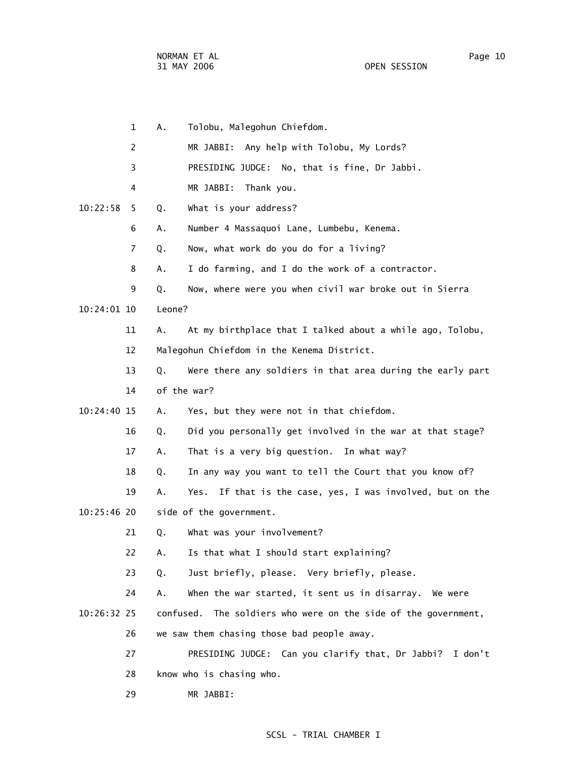A. Tolobu, Malegohun Chiefdom.

MR JABBI: Any help with Tolobu, My Lords?

PRESIDING JUDGE: No, that is fine, Dr Jabbi.

MR JABBI: Thank you.

Q. What is your address?

A. Number 4 Massaquoi Lane, Lumbebu, Kenema.

Q. Now, what work do you do for a living?

A. I do farming, and I do the work of a contractor.

Q. Now, where were you when civil war broke out in Sierra Leone?

A. At my birthplace that I talked about a while ago, Tolobu, Malegohun Chiefdom in the Kenema District.

Q. Were there any soldiers in that area during the early part of the war?

A. Yes, but they were not in that chiefdom.

Q. Did you personally get involved in the war at that stage?

A. That is a very big question. In what way?

Q. In any way you want to tell the Court that you know of?

A. Yes. If that is the case, yes, I was involved, but on the side of the government.

Q. What was your involvement?

A. Is that what I should start explaining?

Q. Just briefly, please. Very briefly, please.

A. When the war started, it sent us in disarray. We were confused. The soldiers who were on the side of the government, we saw them chasing those bad people away.

PRESIDING JUDGE: Can you clarify that, Dr Jabbi? I don't know who is chasing who.

MR JABBI: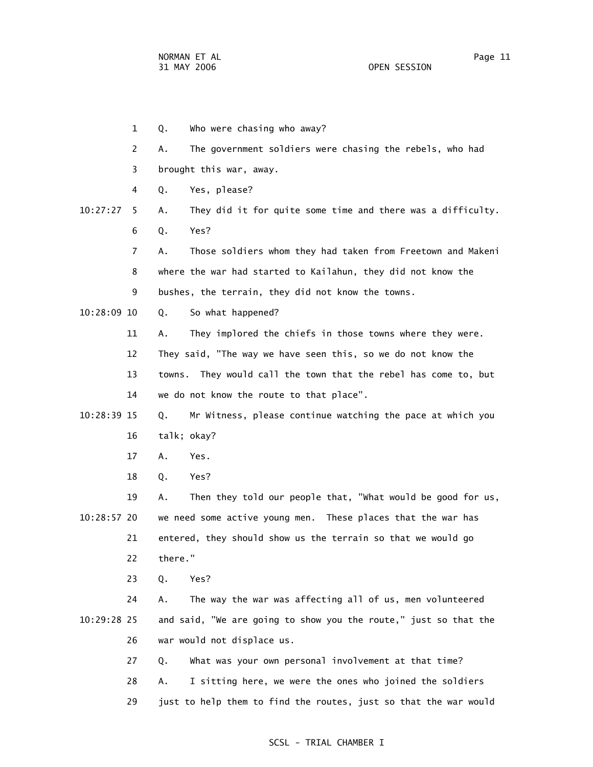1 Q. Who were chasing who away?

2 A. The government soldiers were chasing the rebels, who had

3 brought this war, away.

4 Q. Yes, please?

10:27:27 5 A. They did it for quite some time and there was a difficulty.

6 Q. Yes?

7 A. Those soldiers whom they had taken from Freetown and Makeni

8 where the war had started to Kailahun, they did not know the

9 bushes, the terrain, they did not know the towns.

10:28:09 10 Q. So what happened?

11 A. They implored the chiefs in those towns where they were.

12 They said, "The way we have seen this, so we do not know the

13 towns. They would call the town that the rebel has come to, but

14 we do not know the route to that place".

10:28:39 15 Q. Mr Witness, please continue watching the pace at which you

16 talk; okay?

17 A. Yes.

18 Q. Yes?

19 A. Then they told our people that, "What would be good for us,

10:28:57 20 we need some active young men. These places that the war has

21 entered, they should show us the terrain so that we would go

22 there."

23 Q. Yes?

24 A. The way the war was affecting all of us, men volunteered

10:29:28 25 and said, "We are going to show you the route," just so that the

26 war would not displace us.

27 Q. What was your own personal involvement at that time?

28 A. I sitting here, we were the ones who joined the soldiers

29 just to help them to find the routes, just so that the war would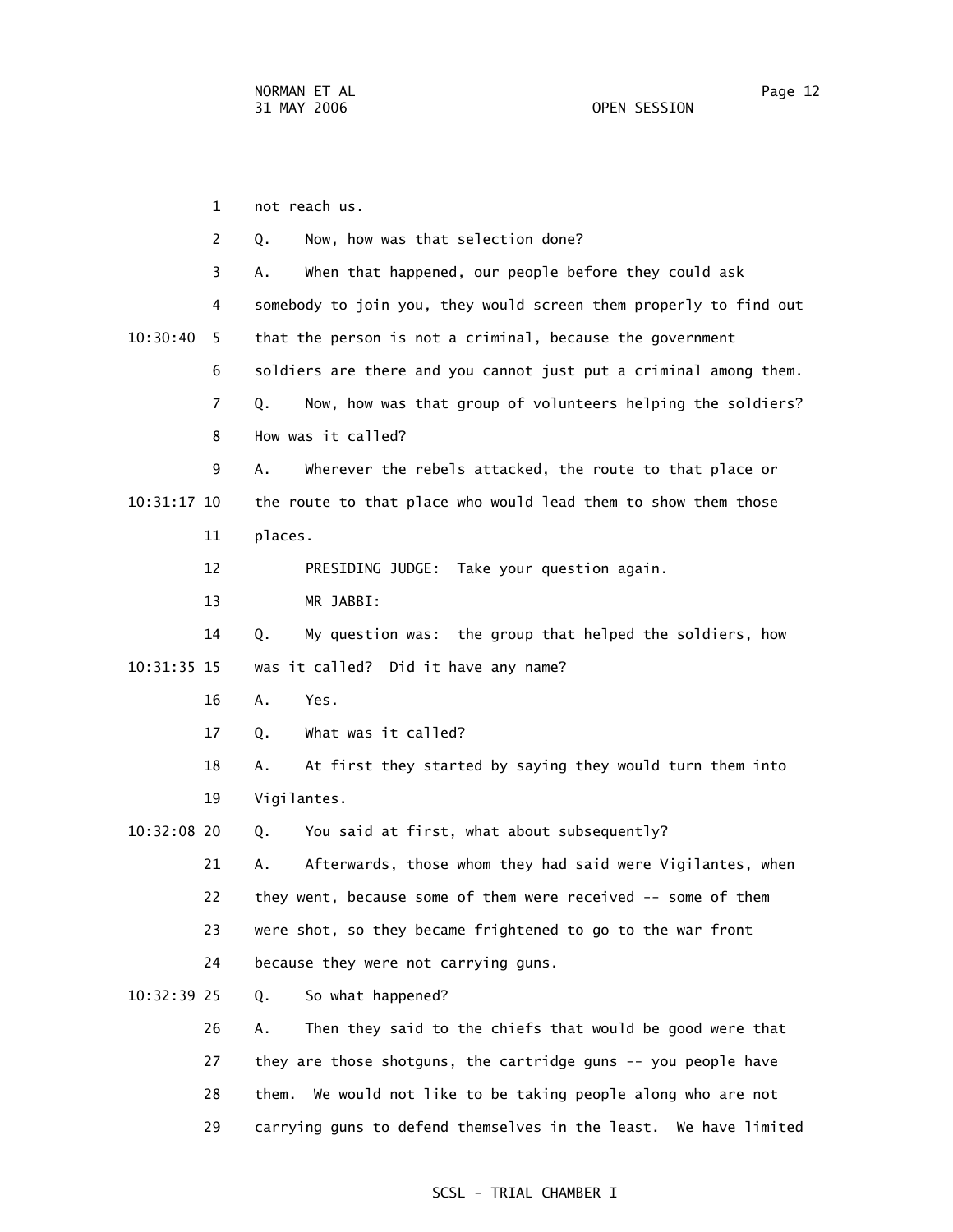not reach us.

Q. Now, how was that selection done?

A. When that happened, our people before they could ask somebody to join you, they would screen them properly to find out that the person is not a criminal, because the government soldiers are there and you cannot just put a criminal among them.

Q. Now, how was that group of volunteers helping the soldiers? How was it called?

A. Wherever the rebels attacked, the route to that place or the route to that place who would lead them to show them those places.

PRESIDING JUDGE: Take your question again.

MR JABBI:

Q. My question was: the group that helped the soldiers, how was it called? Did it have any name?

A. Yes.

Q. What was it called?

A. At first they started by saying they would turn them into Vigilantes.

Q. You said at first, what about subsequently?

A. Afterwards, those whom they had said were Vigilantes, when they went, because some of them were received -- some of them were shot, so they became frightened to go to the war front because they were not carrying guns.

Q. So what happened?

A. Then they said to the chiefs that would be good were that they are those shotguns, the cartridge guns -- you people have them. We would not like to be taking people along who are not carrying guns to defend themselves in the least. We have limited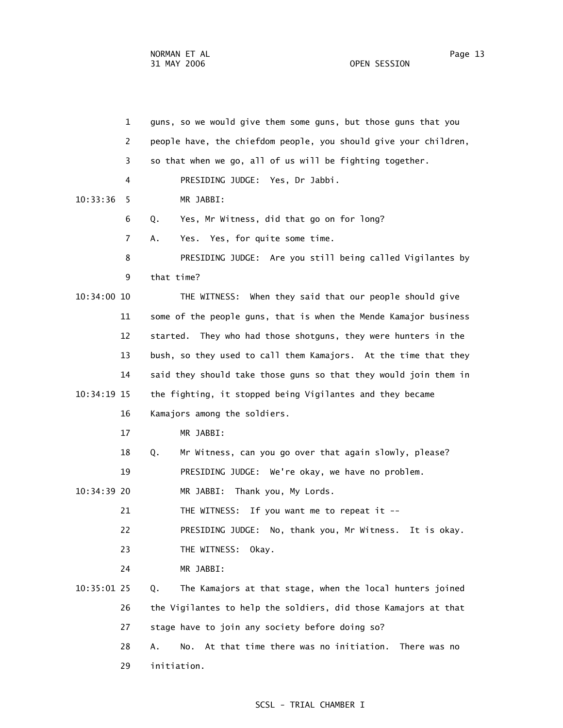guns, so we would give them some guns, but those guns that you people have, the chiefdom people, you should give your children, so that when we go, all of us will be fighting together.

PRESIDING JUDGE: Yes, Dr Jabbi.

MR JABBI:

Q. Yes, Mr Witness, did that go on for long?

A. Yes. Yes, for quite some time.

PRESIDING JUDGE: Are you still being called Vigilantes by that time?

THE WITNESS: When they said that our people should give some of the people guns, that is when the Mende Kamajor business started. They who had those shotguns, they were hunters in the bush, so they used to call them Kamajors. At the time that they said they should take those guns so that they would join them in the fighting, it stopped being Vigilantes and they became Kamajors among the soldiers.

MR JABBI:

Q. Mr Witness, can you go over that again slowly, please?

PRESIDING JUDGE: We're okay, we have no problem.

MR JABBI: Thank you, My Lords.

THE WITNESS: If you want me to repeat it --

PRESIDING JUDGE: No, thank you, Mr Witness. It is okay.

THE WITNESS: Okay.

MR JABBI:

Q. The Kamajors at that stage, when the local hunters joined the Vigilantes to help the soldiers, did those Kamajors at that stage have to join any society before doing so?

A. No. At that time there was no initiation. There was no initiation.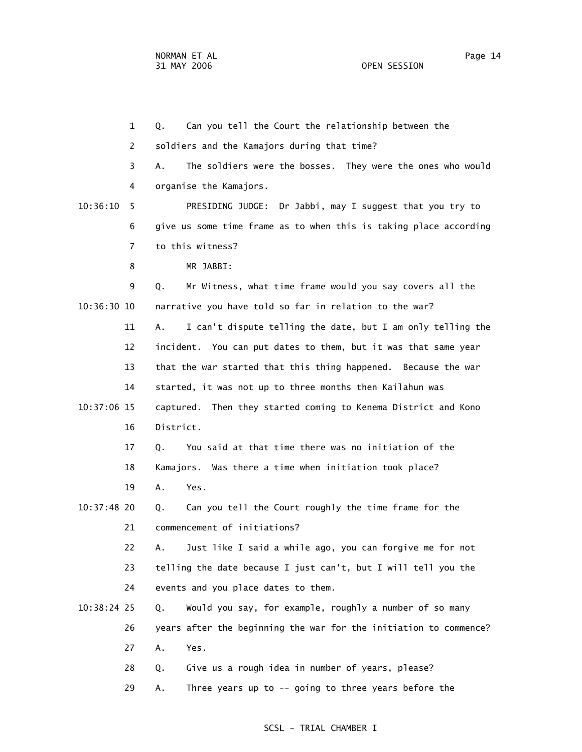1 Q. Can you tell the Court the relationship between the

2 soldiers and the Kamajors during that time?

3 A. The soldiers were the bosses. They were the ones who would

4 organise the Kamajors.

10:36:10 5 PRESIDING JUDGE: Dr Jabbi, may I suggest that you try to

6 give us some time frame as to when this is taking place according

7 to this witness?

8 MR JABBI:

9 Q. Mr Witness, what time frame would you say covers all the

10:36:30 10 narrative you have told so far in relation to the war?

11 A. I can't dispute telling the date, but I am only telling the

12 incident. You can put dates to them, but it was that same year

13 that the war started that this thing happened. Because the war

14 started, it was not up to three months then Kailahun was

10:37:06 15 captured. Then they started coming to Kenema District and Kono

16 District.

17 Q. You said at that time there was no initiation of the

18 Kamajors. Was there a time when initiation took place?

19 A. Yes.

10:37:48 20 Q. Can you tell the Court roughly the time frame for the

21 commencement of initiations?

22 A. Just like I said a while ago, you can forgive me for not

23 telling the date because I just can't, but I will tell you the

24 events and you place dates to them.

10:38:24 25 Q. Would you say, for example, roughly a number of so many

26 years after the beginning the war for the initiation to commence?

27 A. Yes.

28 Q. Give us a rough idea in number of years, please?

29 A. Three years up to -- going to three years before the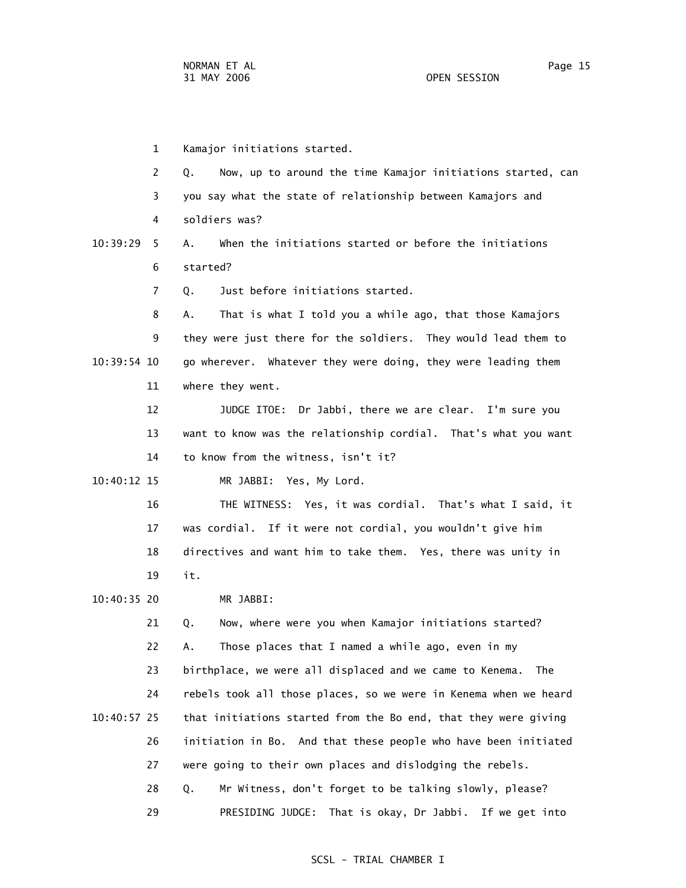Kamajor initiations started.

Q. Now, up to around the time Kamajor initiations started, can you say what the state of relationship between Kamajors and soldiers was?

A. When the initiations started or before the initiations started?

Q. Just before initiations started.

A. That is what I told you a while ago, that those Kamajors they were just there for the soldiers. They would lead them to go wherever. Whatever they were doing, they were leading them where they went.

JUDGE ITOE: Dr Jabbi, there we are clear. I'm sure you want to know was the relationship cordial. That's what you want to know from the witness, isn't it?

MR JABBI: Yes, My Lord.

THE WITNESS: Yes, it was cordial. That's what I said, it was cordial. If it were not cordial, you wouldn't give him directives and want him to take them. Yes, there was unity in it.

MR JABBI:

Q. Now, where were you when Kamajor initiations started?

A. Those places that I named a while ago, even in my birthplace, we were all displaced and we came to Kenema. The rebels took all those places, so we were in Kenema when we heard that initiations started from the Bo end, that they were giving initiation in Bo. And that these people who have been initiated were going to their own places and dislodging the rebels.

Q. Mr Witness, don't forget to be talking slowly, please?

PRESIDING JUDGE: That is okay, Dr Jabbi. If we get into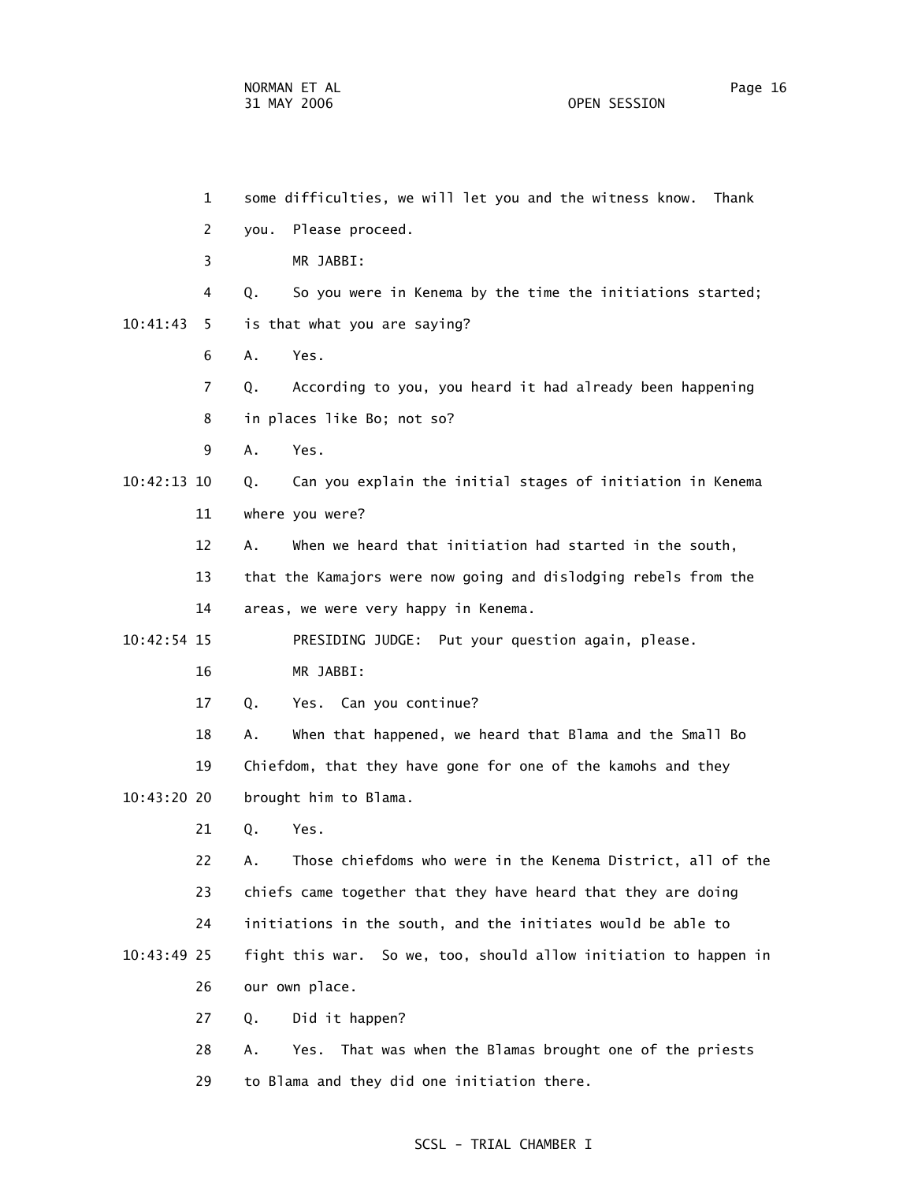some difficulties, we will let you and the witness know. Thank you. Please proceed.

MR JABBI:

Q. So you were in Kenema by the time the initiations started; is that what you are saying?

A. Yes.

Q. According to you, you heard it had already been happening in places like Bo; not so?

A. Yes.

Q. Can you explain the initial stages of initiation in Kenema where you were?

A. When we heard that initiation had started in the south, that the Kamajors were now going and dislodging rebels from the areas, we were very happy in Kenema.

PRESIDING JUDGE: Put your question again, please.

MR JABBI:

Q. Yes. Can you continue?

A. When that happened, we heard that Blama and the Small Bo Chiefdom, that they have gone for one of the kamohs and they brought him to Blama.

Q. Yes.

A. Those chiefdoms who were in the Kenema District, all of the chiefs came together that they have heard that they are doing initiations in the south, and the initiates would be able to fight this war. So we, too, should allow initiation to happen in our own place.

Q. Did it happen?

A. Yes. That was when the Blamas brought one of the priests to Blama and they did one initiation there.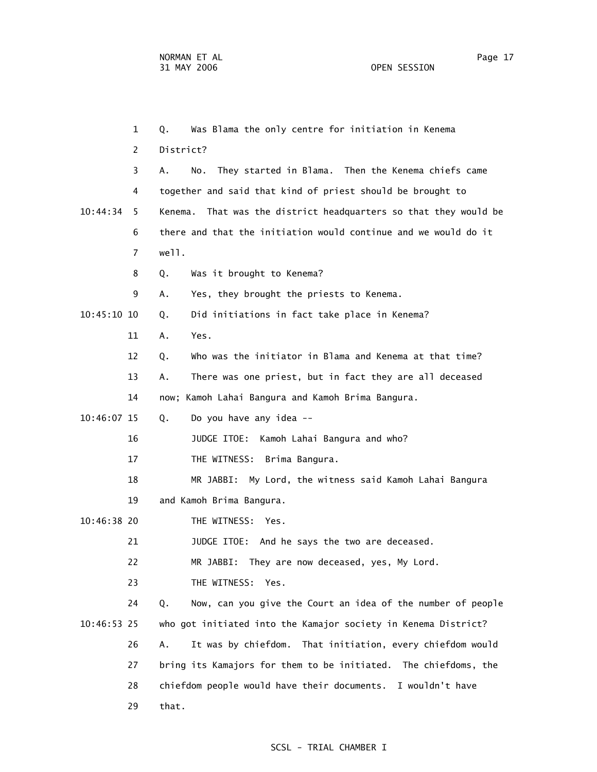1 Q. Was Blama the only centre for initiation in Kenema

2 District?

3 A. No. They started in Blama. Then the Kenema chiefs came

4 together and said that kind of priest should be brought to

10:44:34 5 Kenema. That was the district headquarters so that they would be

6 there and that the initiation would continue and we would do it

7 well.

8 Q. Was it brought to Kenema?

9 A. Yes, they brought the priests to Kenema.

10:45:10 10 Q. Did initiations in fact take place in Kenema?

11 A. Yes.

12 Q. Who was the initiator in Blama and Kenema at that time?

13 A. There was one priest, but in fact they are all deceased

14 now; Kamoh Lahai Bangura and Kamoh Brima Bangura.

10:46:07 15 Q. Do you have any idea --

16 JUDGE ITOE: Kamoh Lahai Bangura and who?

17 THE WITNESS: Brima Bangura.

18 MR JABBI: My Lord, the witness said Kamoh Lahai Bangura

19 and Kamoh Brima Bangura.

10:46:38 20 THE WITNESS: Yes.

21 JUDGE ITOE: And he says the two are deceased.

22 MR JABBI: They are now deceased, yes, My Lord.

23 THE WITNESS: Yes.

24 Q. Now, can you give the Court an idea of the number of people

10:46:53 25 who got initiated into the Kamajor society in Kenema District?

26 A. It was by chiefdom. That initiation, every chiefdom would

27 bring its Kamajors for them to be initiated. The chiefdoms, the

28 chiefdom people would have their documents. I wouldn't have

29 that.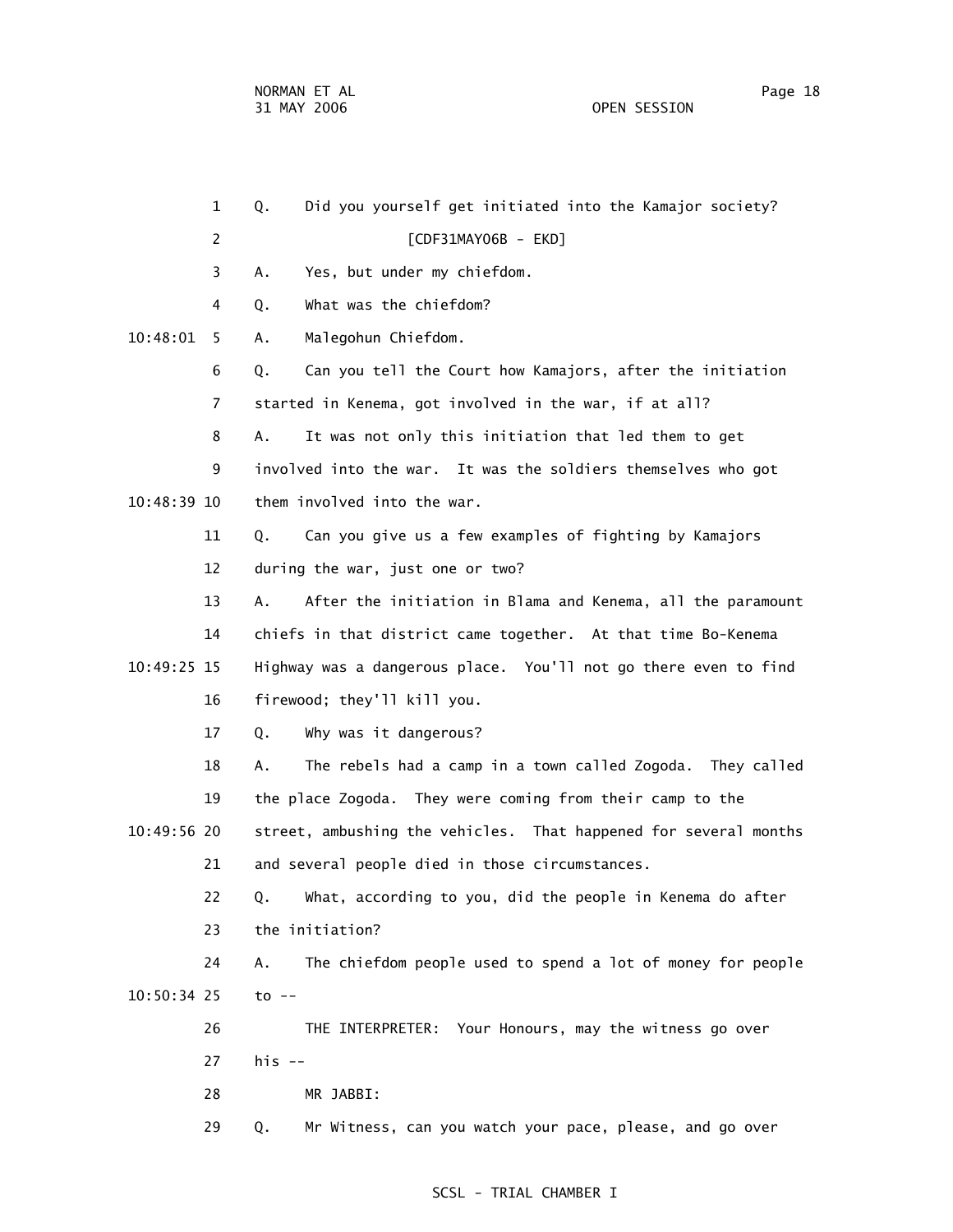1 Q. Did you yourself get initiated into the Kamajor society?

2 [CDF31MAY06B - EKD]

3 A. Yes, but under my chiefdom.

4 Q. What was the chiefdom?

10:48:01 5 A. Malegohun Chiefdom.

6 Q. Can you tell the Court how Kamajors, after the initiation

7 started in Kenema, got involved in the war, if at all?

8 A. It was not only this initiation that led them to get

9 involved into the war. It was the soldiers themselves who got

10:48:39 10 them involved into the war.

11 Q. Can you give us a few examples of fighting by Kamajors

12 during the war, just one or two?

13 A. After the initiation in Blama and Kenema, all the paramount

14 chiefs in that district came together. At that time Bo-Kenema

10:49:25 15 Highway was a dangerous place. You'll not go there even to find

16 firewood; they'll kill you.

17 Q. Why was it dangerous?

18 A. The rebels had a camp in a town called Zogoda. They called

19 the place Zogoda. They were coming from their camp to the

10:49:56 20 street, ambushing the vehicles. That happened for several months

21 and several people died in those circumstances.

22 Q. What, according to you, did the people in Kenema do after

23 the initiation?

24 A. The chiefdom people used to spend a lot of money for people

10:50:34 25 to --

26 THE INTERPRETER: Your Honours, may the witness go over

27 his --

28 MR JABBI:

29 Q. Mr Witness, can you watch your pace, please, and go over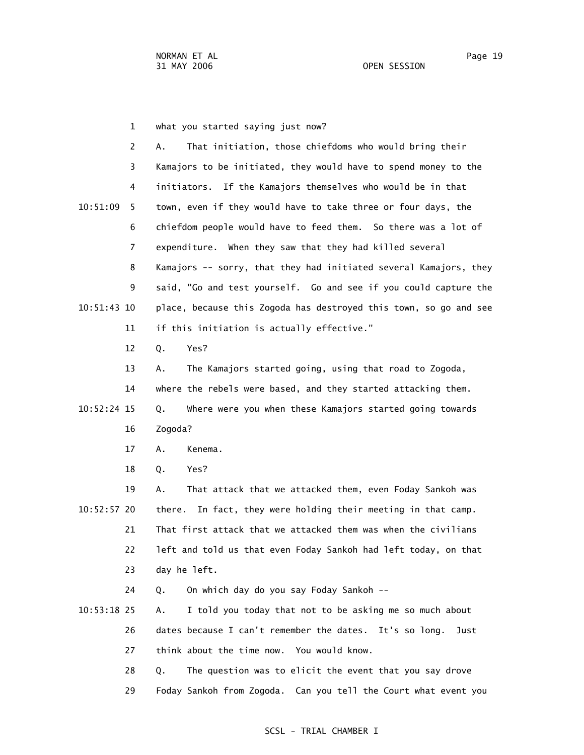1 what you started saying just now?

2 A. That initiation, those chiefdoms who would bring their

3 Kamajors to be initiated, they would have to spend money to the

4 initiators. If the Kamajors themselves who would be in that

10:51:09 5 town, even if they would have to take three or four days, the

6 chiefdom people would have to feed them. So there was a lot of

7 expenditure. When they saw that they had killed several

8 Kamajors -- sorry, that they had initiated several Kamajors, they

9 said, "Go and test yourself. Go and see if you could capture the

10:51:43 10 place, because this Zogoda has destroyed this town, so go and see

11 if this initiation is actually effective."

12 Q. Yes?

13 A. The Kamajors started going, using that road to Zogoda,

14 where the rebels were based, and they started attacking them.

10:52:24 15 Q. Where were you when these Kamajors started going towards

16 Zogoda?

17 A. Kenema.

18 Q. Yes?

19 A. That attack that we attacked them, even Foday Sankoh was

10:52:57 20 there. In fact, they were holding their meeting in that camp.

21 That first attack that we attacked them was when the civilians

22 left and told us that even Foday Sankoh had left today, on that

23 day he left.

24 Q. On which day do you say Foday Sankoh --

10:53:18 25 A. I told you today that not to be asking me so much about

26 dates because I can't remember the dates. It's so long. Just

27 think about the time now. You would know.

28 Q. The question was to elicit the event that you say drove

29 Foday Sankoh from Zogoda. Can you tell the Court what event you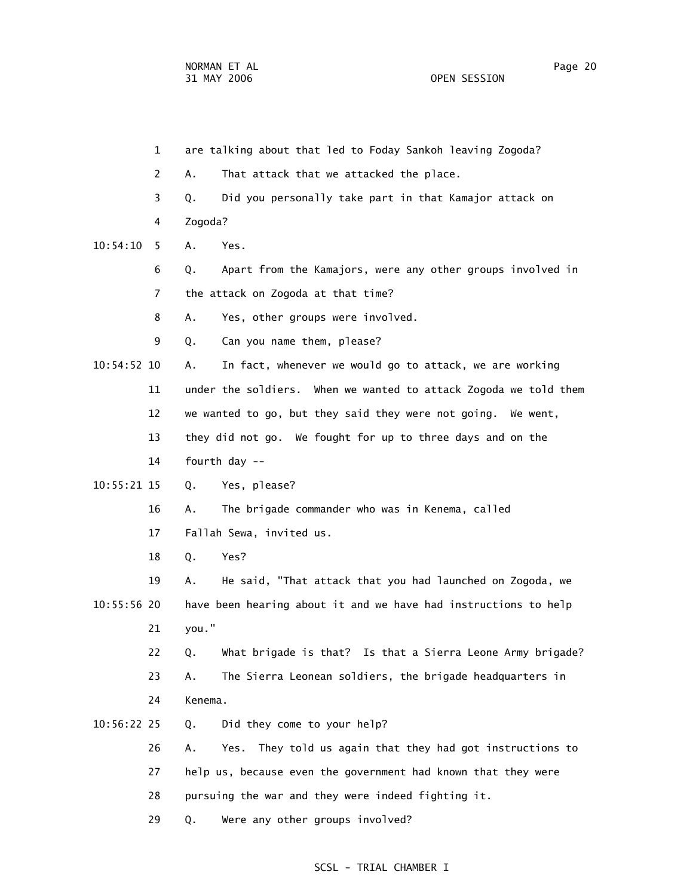are talking about that led to Foday Sankoh leaving Zogoda?

A. That attack that we attacked the place.

Q. Did you personally take part in that Kamajor attack on Zogoda?

A. Yes.

Q. Apart from the Kamajors, were any other groups involved in the attack on Zogoda at that time?

A. Yes, other groups were involved.

Q. Can you name them, please?

A. In fact, whenever we would go to attack, we are working under the soldiers. When we wanted to attack Zogoda we told them we wanted to go, but they said they were not going. We went, they did not go. We fought for up to three days and on the fourth day --

Q. Yes, please?

A. The brigade commander who was in Kenema, called Fallah Sewa, invited us.

Q. Yes?

A. He said, "That attack that you had launched on Zogoda, we have been hearing about it and we have had instructions to help you."

Q. What brigade is that? Is that a Sierra Leone Army brigade?

A. The Sierra Leonean soldiers, the brigade headquarters in Kenema.

Q. Did they come to your help?

A. Yes. They told us again that they had got instructions to help us, because even the government had known that they were pursuing the war and they were indeed fighting it.

Q. Were any other groups involved?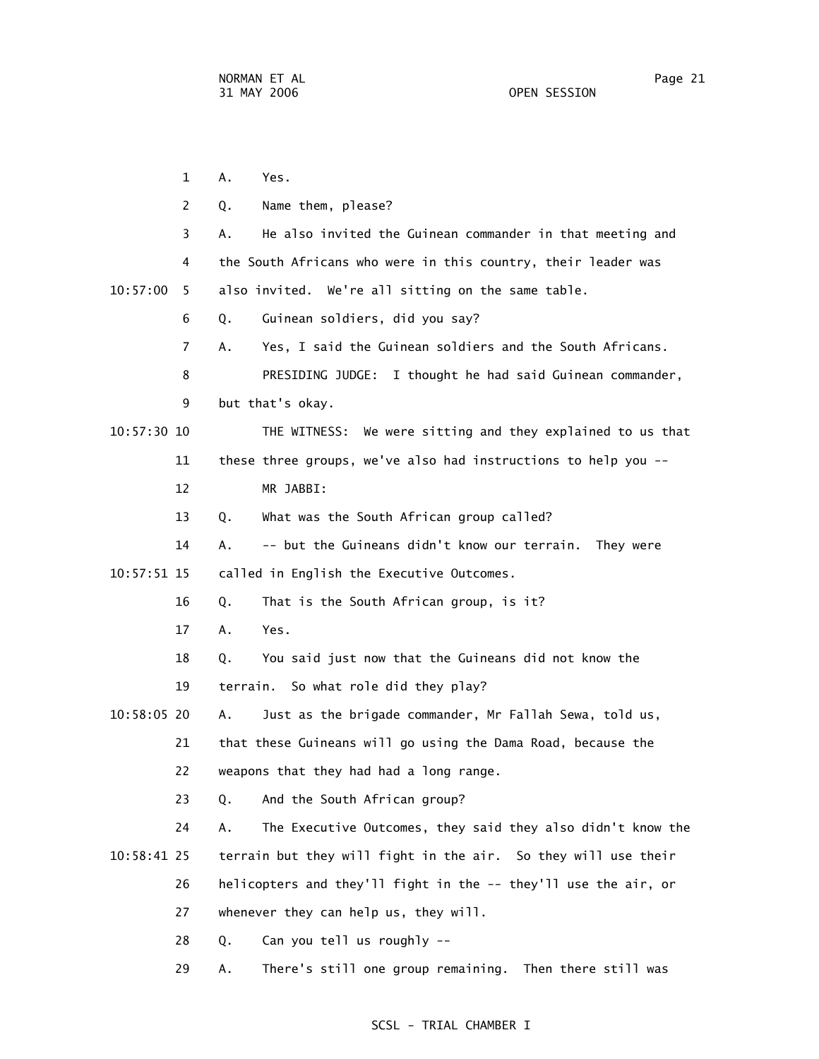1 A. Yes.

2 Q. Name them, please?

3 A. He also invited the Guinean commander in that meeting and

4 the South Africans who were in this country, their leader was

10:57:00 5 also invited. We're all sitting on the same table.

6 Q. Guinean soldiers, did you say?

7 A. Yes, I said the Guinean soldiers and the South Africans.

8 PRESIDING JUDGE: I thought he had said Guinean commander,

9 but that's okay.

10:57:30 10 THE WITNESS: We were sitting and they explained to us that

11 these three groups, we've also had instructions to help you --

12 MR JABBI:

13 Q. What was the South African group called?

14 A. -- but the Guineans didn't know our terrain. They were

10:57:51 15 called in English the Executive Outcomes.

16 Q. That is the South African group, is it?

17 A. Yes.

18 Q. You said just now that the Guineans did not know the

19 terrain. So what role did they play?

10:58:05 20 A. Just as the brigade commander, Mr Fallah Sewa, told us,

21 that these Guineans will go using the Dama Road, because the

22 weapons that they had had a long range.

23 Q. And the South African group?

24 A. The Executive Outcomes, they said they also didn't know the

10:58:41 25 terrain but they will fight in the air. So they will use their

26 helicopters and they'll fight in the -- they'll use the air, or

27 whenever they can help us, they will.

28 Q. Can you tell us roughly --

29 A. There's still one group remaining. Then there still was

SCSL - TRIAL CHAMBER I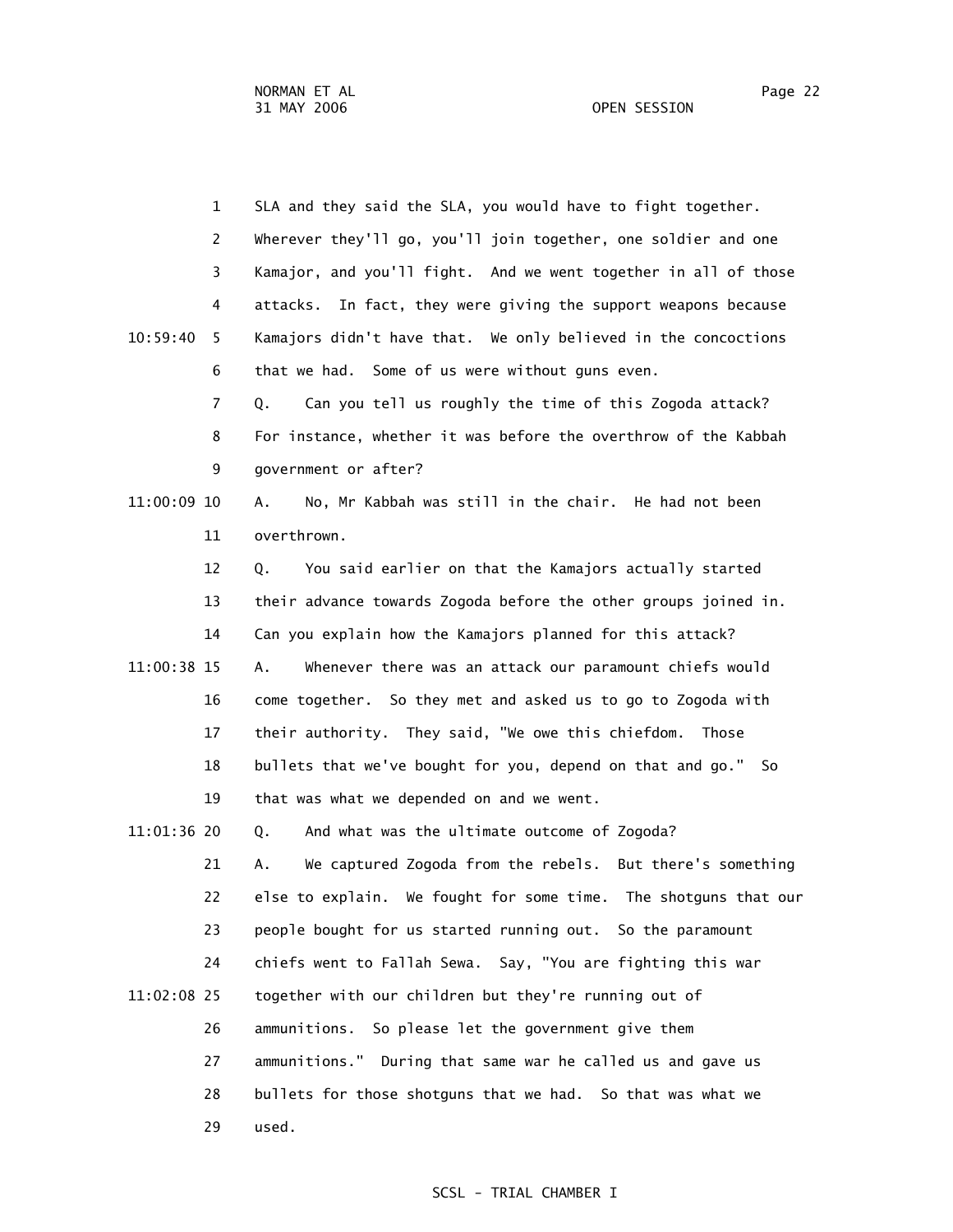1 SLA and they said the SLA, you would have to fight together.

2 Wherever they'll go, you'll join together, one soldier and one

3 Kamajor, and you'll fight. And we went together in all of those

4 attacks. In fact, they were giving the support weapons because

10:59:40 5 Kamajors didn't have that. We only believed in the concoctions

6 that we had. Some of us were without guns even.

7 Q. Can you tell us roughly the time of this Zogoda attack?

8 For instance, whether it was before the overthrow of the Kabbah

9 government or after?

11:00:09 10 A. No, Mr Kabbah was still in the chair. He had not been

11 overthrown.

12 Q. You said earlier on that the Kamajors actually started

13 their advance towards Zogoda before the other groups joined in.

14 Can you explain how the Kamajors planned for this attack?

11:00:38 15 A. Whenever there was an attack our paramount chiefs would

16 come together. So they met and asked us to go to Zogoda with

17 their authority. They said, "We owe this chiefdom. Those

18 bullets that we've bought for you, depend on that and go." So

19 that was what we depended on and we went.

11:01:36 20 Q. And what was the ultimate outcome of Zogoda?

21 A. We captured Zogoda from the rebels. But there's something

22 else to explain. We fought for some time. The shotguns that our

23 people bought for us started running out. So the paramount

24 chiefs went to Fallah Sewa. Say, "You are fighting this war

11:02:08 25 together with our children but they're running out of

26 ammunitions. So please let the government give them

27 ammunitions." During that same war he called us and gave us

28 bullets for those shotguns that we had. So that was what we

29 used.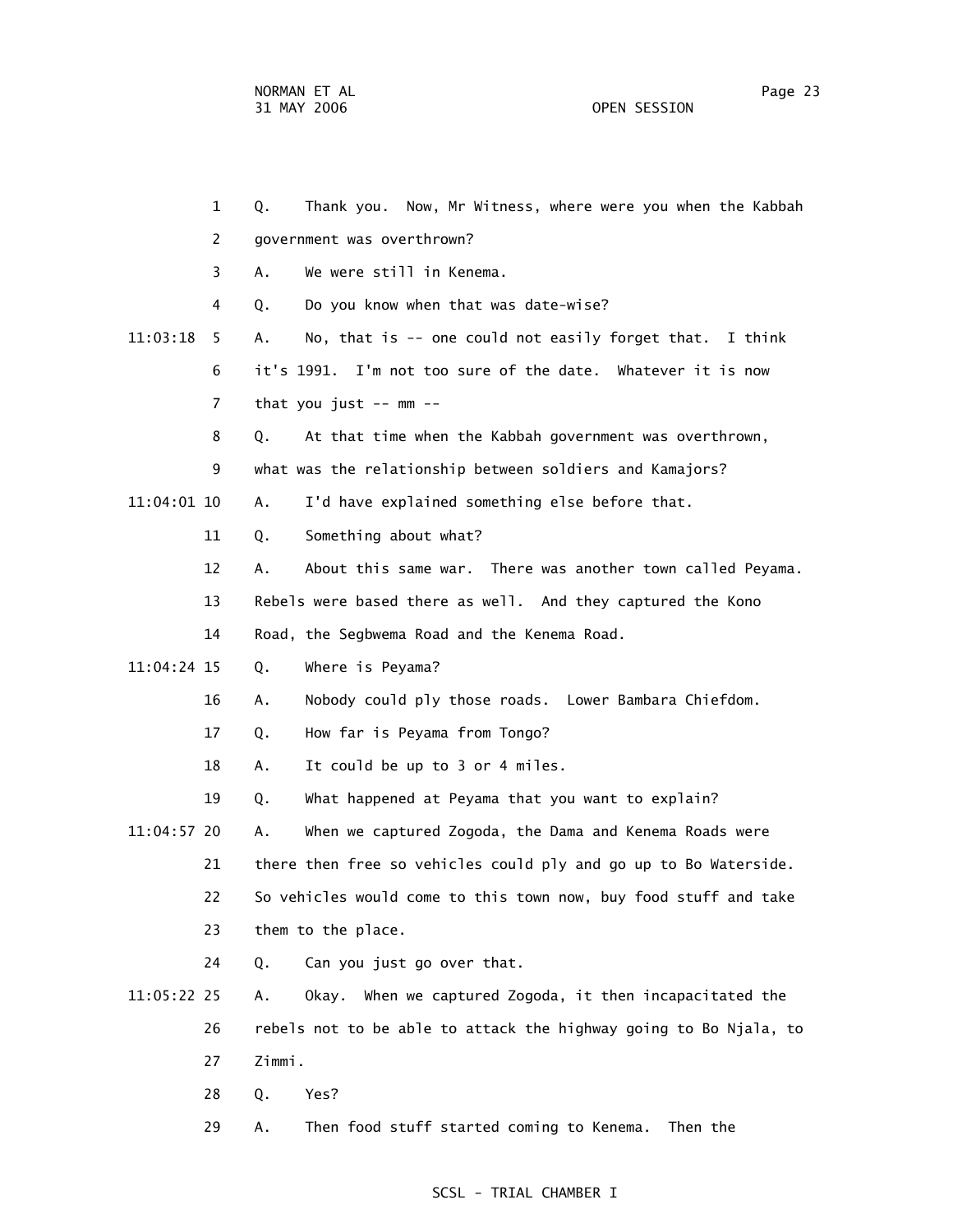1 Q. Thank you. Now, Mr Witness, where were you when the Kabbah

2 government was overthrown?

3 A. We were still in Kenema.

4 Q. Do you know when that was date-wise?

11:03:18 5 A. No, that is -- one could not easily forget that. I think

6 it's 1991. I'm not too sure of the date. Whatever it is now

7 that you just -- mm --

8 Q. At that time when the Kabbah government was overthrown,

9 what was the relationship between soldiers and Kamajors?

11:04:01 10 A. I'd have explained something else before that.

11 Q. Something about what?

12 A. About this same war. There was another town called Peyama.

13 Rebels were based there as well. And they captured the Kono

14 Road, the Segbwema Road and the Kenema Road.

11:04:24 15 Q. Where is Peyama?

16 A. Nobody could ply those roads. Lower Bambara Chiefdom.

17 Q. How far is Peyama from Tongo?

18 A. It could be up to 3 or 4 miles.

19 Q. What happened at Peyama that you want to explain?

11:04:57 20 A. When we captured Zogoda, the Dama and Kenema Roads were

21 there then free so vehicles could ply and go up to Bo Waterside.

22 So vehicles would come to this town now, buy food stuff and take

23 them to the place.

24 Q. Can you just go over that.

11:05:22 25 A. Okay. When we captured Zogoda, it then incapacitated the

26 rebels not to be able to attack the highway going to Bo Njala, to

27 Zimmi.

28 Q. Yes?

29 A. Then food stuff started coming to Kenema. Then the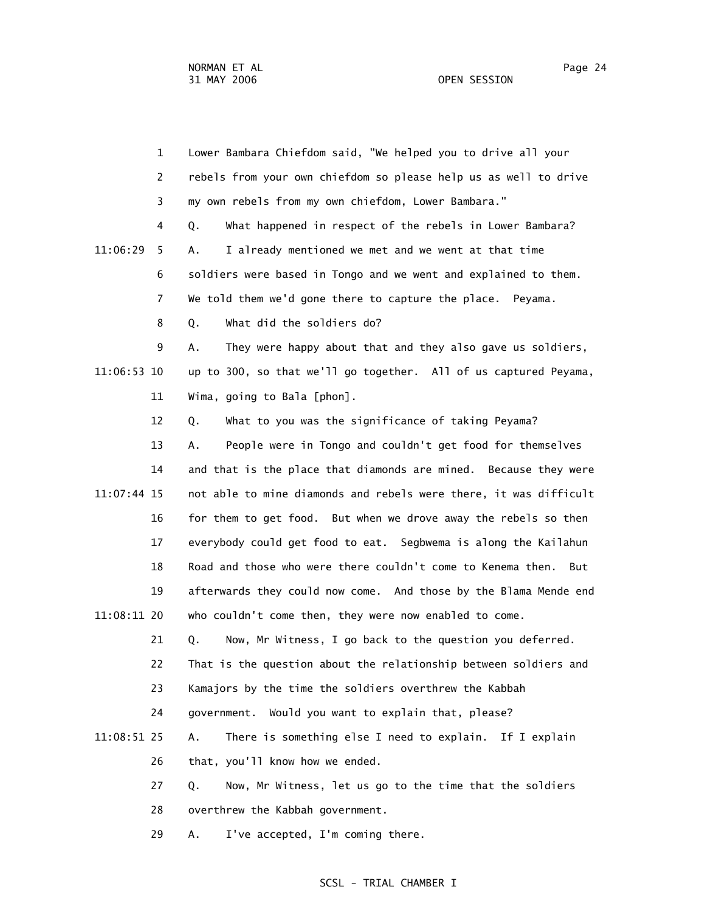1 Lower Bambara Chiefdom said, "We helped you to drive all your
2 rebels from your own chiefdom so please help us as well to drive
3 my own rebels from my own chiefdom, Lower Bambara."
4 Q. What happened in respect of the rebels in Lower Bambara?
11:06:29 5 A. I already mentioned we met and we went at that time
6 soldiers were based in Tongo and we went and explained to them.
7 We told them we'd gone there to capture the place. Peyama.
8 Q. What did the soldiers do?
9 A. They were happy about that and they also gave us soldiers,
11:06:53 10 up to 300, so that we'll go together. All of us captured Peyama,
11 Wima, going to Bala [phon].
12 Q. What to you was the significance of taking Peyama?
13 A. People were in Tongo and couldn't get food for themselves
14 and that is the place that diamonds are mined. Because they were
11:07:44 15 not able to mine diamonds and rebels were there, it was difficult
16 for them to get food. But when we drove away the rebels so then
17 everybody could get food to eat. Segbwema is along the Kailahun
18 Road and those who were there couldn't come to Kenema then. But
19 afterwards they could now come. And those by the Blama Mende end
11:08:11 20 who couldn't come then, they were now enabled to come.
21 Q. Now, Mr Witness, I go back to the question you deferred.
22 That is the question about the relationship between soldiers and
23 Kamajors by the time the soldiers overthrew the Kabbah
24 government. Would you want to explain that, please?
11:08:51 25 A. There is something else I need to explain. If I explain
26 that, you'll know how we ended.
27 Q. Now, Mr Witness, let us go to the time that the soldiers
28 overthrew the Kabbah government.
29 A. I've accepted, I'm coming there.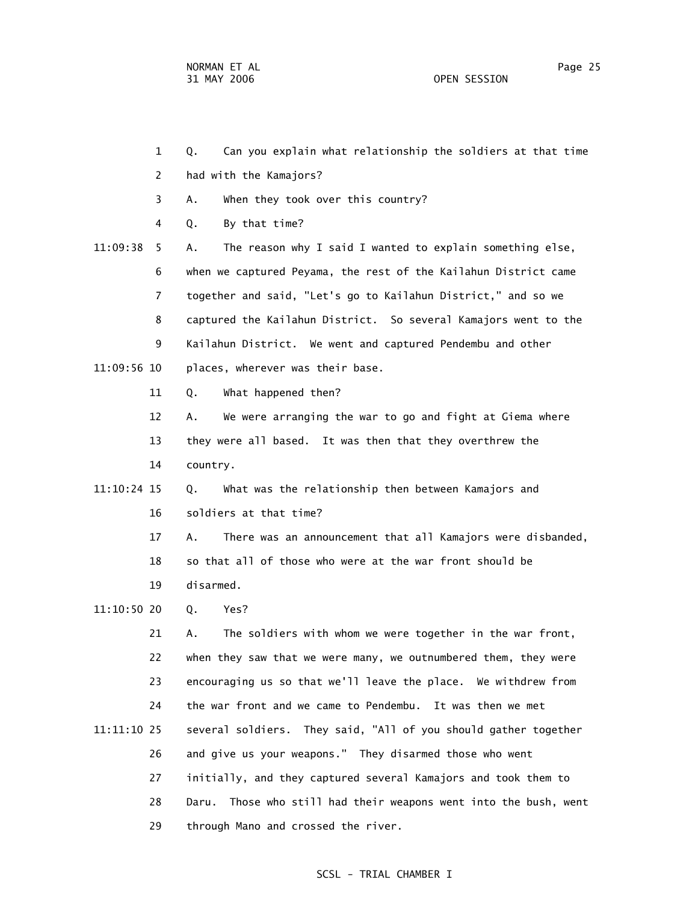1 Q. Can you explain what relationship the soldiers at that time

2 had with the Kamajors?

3 A. When they took over this country?

4 Q. By that time?

11:09:38 5 A. The reason why I said I wanted to explain something else,

6 when we captured Peyama, the rest of the Kailahun District came

7 together and said, "Let's go to Kailahun District," and so we

8 captured the Kailahun District. So several Kamajors went to the

9 Kailahun District. We went and captured Pendembu and other

11:09:56 10 places, wherever was their base.

11 Q. What happened then?

12 A. We were arranging the war to go and fight at Giema where

13 they were all based. It was then that they overthrew the

14 country.

11:10:24 15 Q. What was the relationship then between Kamajors and

16 soldiers at that time?

17 A. There was an announcement that all Kamajors were disbanded,

18 so that all of those who were at the war front should be

19 disarmed.

11:10:50 20 Q. Yes?

21 A. The soldiers with whom we were together in the war front,

22 when they saw that we were many, we outnumbered them, they were

23 encouraging us so that we'll leave the place. We withdrew from

24 the war front and we came to Pendembu. It was then we met

11:11:10 25 several soldiers. They said, "All of you should gather together

26 and give us your weapons." They disarmed those who went

27 initially, and they captured several Kamajors and took them to

28 Daru. Those who still had their weapons went into the bush, went

29 through Mano and crossed the river.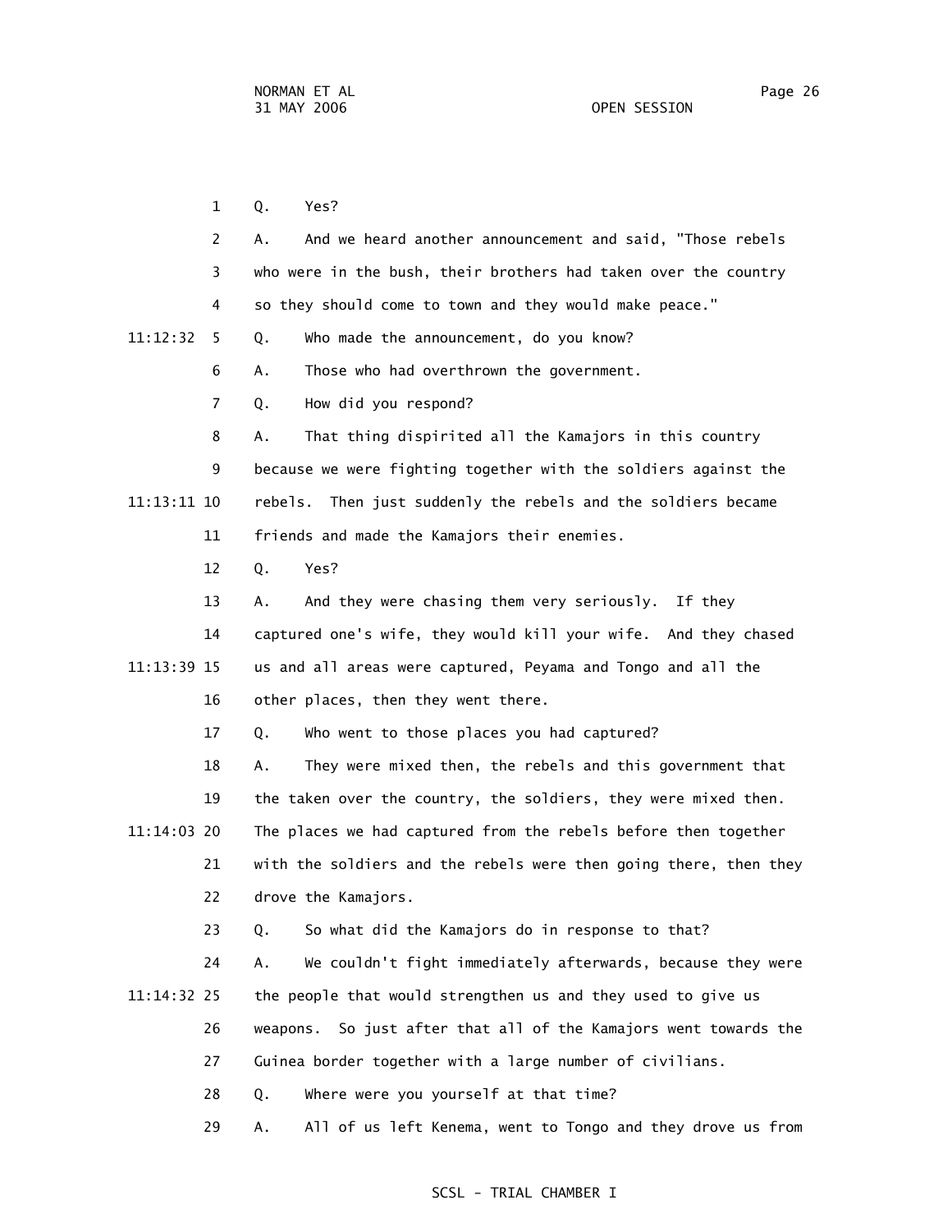Q. Yes?

A. And we heard another announcement and said, "Those rebels who were in the bush, their brothers had taken over the country so they should come to town and they would make peace."

Q. Who made the announcement, do you know?

A. Those who had overthrown the government.

Q. How did you respond?

A. That thing dispirited all the Kamajors in this country because we were fighting together with the soldiers against the rebels. Then just suddenly the rebels and the soldiers became friends and made the Kamajors their enemies.

Q. Yes?

A. And they were chasing them very seriously. If they captured one's wife, they would kill your wife. And they chased us and all areas were captured, Peyama and Tongo and all the other places, then they went there.

Q. Who went to those places you had captured?

A. They were mixed then, the rebels and this government that the taken over the country, the soldiers, they were mixed then. The places we had captured from the rebels before then together with the soldiers and the rebels were then going there, then they drove the Kamajors.

Q. So what did the Kamajors do in response to that?

A. We couldn't fight immediately afterwards, because they were the people that would strengthen us and they used to give us weapons. So just after that all of the Kamajors went towards the Guinea border together with a large number of civilians.

Q. Where were you yourself at that time?

A. All of us left Kenema, went to Tongo and they drove us from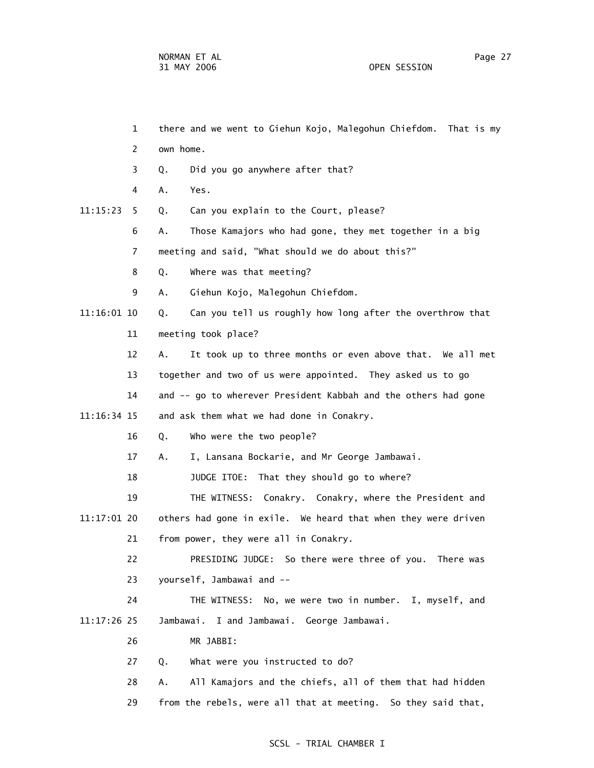there and we went to Giehun Kojo, Malegohun Chiefdom. That is my own home.

Q. Did you go anywhere after that?

A. Yes.

Q. Can you explain to the Court, please?

A. Those Kamajors who had gone, they met together in a big meeting and said, "What should we do about this?"

Q. Where was that meeting?

A. Giehun Kojo, Malegohun Chiefdom.

Q. Can you tell us roughly how long after the overthrow that meeting took place?

A. It took up to three months or even above that. We all met together and two of us were appointed. They asked us to go and -- go to wherever President Kabbah and the others had gone and ask them what we had done in Conakry.

Q. Who were the two people?

A. I, Lansana Bockarie, and Mr George Jambawai.

JUDGE ITOE: That they should go to where?

THE WITNESS: Conakry. Conakry, where the President and others had gone in exile. We heard that when they were driven from power, they were all in Conakry.

PRESIDING JUDGE: So there were three of you. There was yourself, Jambawai and --

THE WITNESS: No, we were two in number. I, myself, and Jambawai. I and Jambawai. George Jambawai.

MR JABBI:

Q. What were you instructed to do?

A. All Kamajors and the chiefs, all of them that had hidden from the rebels, were all that at meeting. So they said that,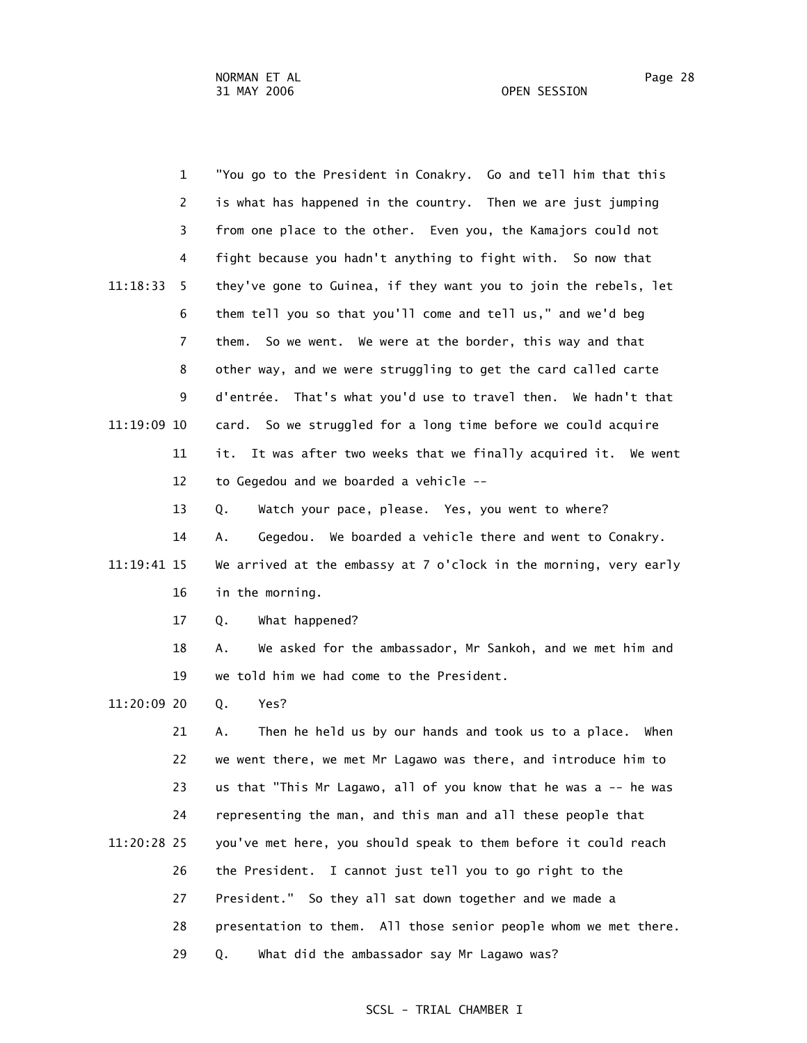"You go to the President in Conakry. Go and tell him that this is what has happened in the country. Then we are just jumping from one place to the other. Even you, the Kamajors could not fight because you hadn't anything to fight with. So now that they've gone to Guinea, if they want you to join the rebels, let them tell you so that you'll come and tell us," and we'd beg them. So we went. We were at the border, this way and that other way, and we were struggling to get the card called carte d'entrée. That's what you'd use to travel then. We hadn't that card. So we struggled for a long time before we could acquire it. It was after two weeks that we finally acquired it. We went to Gegedou and we boarded a vehicle --

Q. Watch your pace, please. Yes, you went to where?

A. Gegedou. We boarded a vehicle there and went to Conakry. We arrived at the embassy at 7 o'clock in the morning, very early in the morning.

Q. What happened?

A. We asked for the ambassador, Mr Sankoh, and we met him and we told him we had come to the President.

Q. Yes?

A. Then he held us by our hands and took us to a place. When we went there, we met Mr Lagawo was there, and introduce him to us that "This Mr Lagawo, all of you know that he was a -- he was representing the man, and this man and all these people that you've met here, you should speak to them before it could reach the President. I cannot just tell you to go right to the President." So they all sat down together and we made a presentation to them. All those senior people whom we met there.

Q. What did the ambassador say Mr Lagawo was?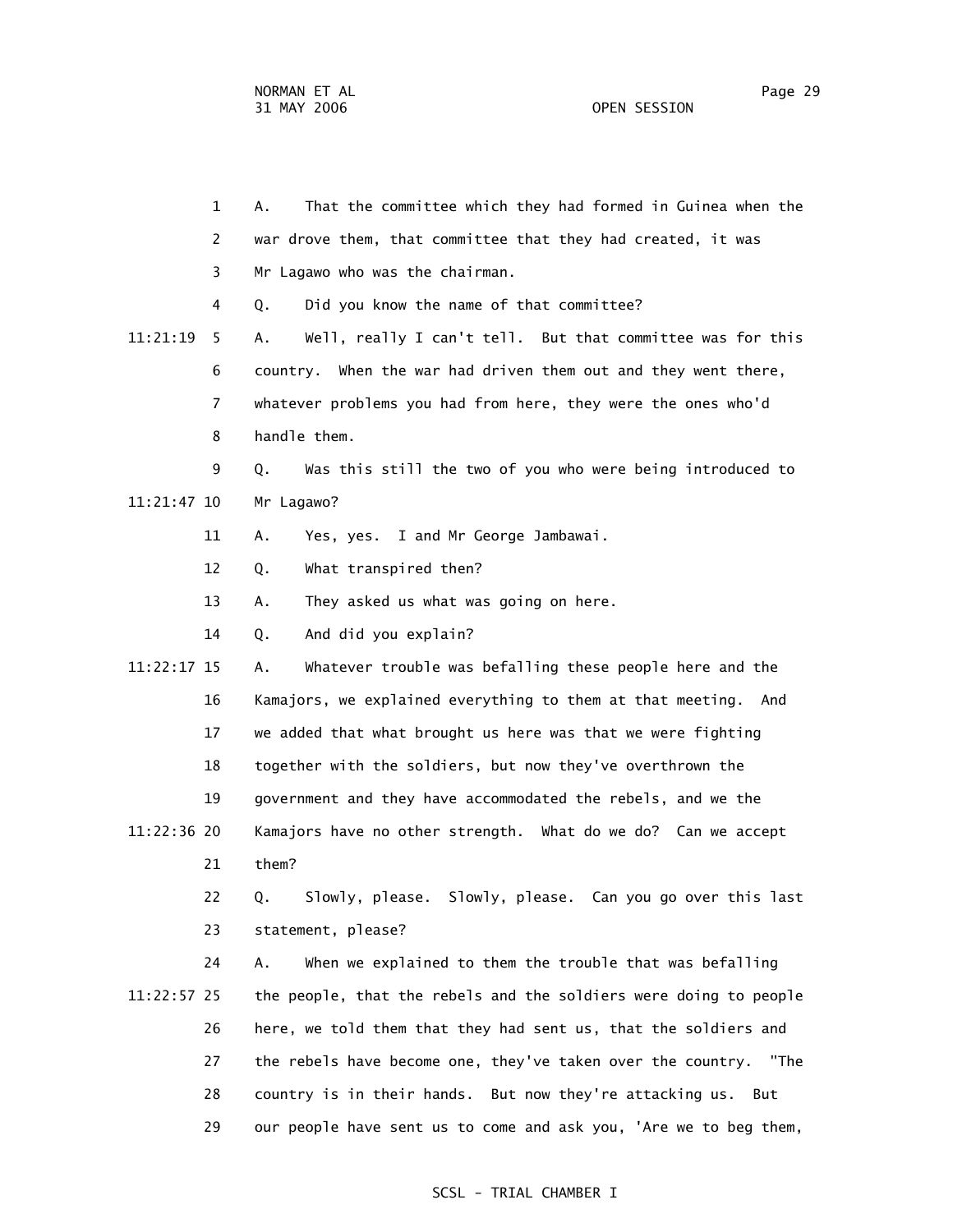A. That the committee which they had formed in Guinea when the war drove them, that committee that they had created, it was Mr Lagawo who was the chairman.

Q. Did you know the name of that committee?

A. Well, really I can't tell. But that committee was for this country. When the war had driven them out and they went there, whatever problems you had from here, they were the ones who'd handle them.

Q. Was this still the two of you who were being introduced to Mr Lagawo?

A. Yes, yes. I and Mr George Jambawai.

Q. What transpired then?

A. They asked us what was going on here.

Q. And did you explain?

A. Whatever trouble was befalling these people here and the Kamajors, we explained everything to them at that meeting. And we added that what brought us here was that we were fighting together with the soldiers, but now they've overthrown the government and they have accommodated the rebels, and we the Kamajors have no other strength. What do we do? Can we accept them?

Q. Slowly, please. Slowly, please. Can you go over this last statement, please?

A. When we explained to them the trouble that was befalling the people, that the rebels and the soldiers were doing to people here, we told them that they had sent us, that the soldiers and the rebels have become one, they've taken over the country. "The country is in their hands. But now they're attacking us. But our people have sent us to come and ask you, 'Are we to beg them,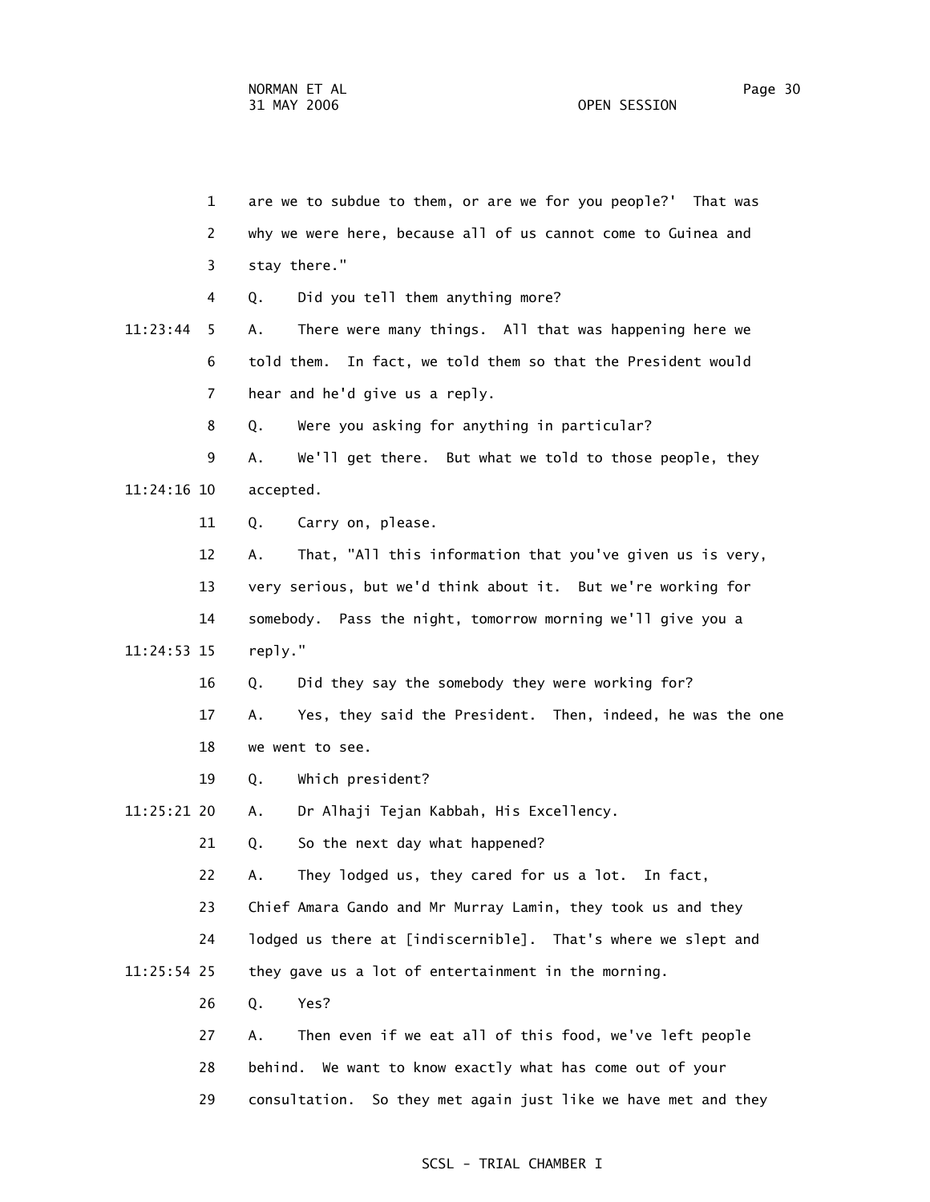are we to subdue to them, or are we for you people?' That was why we were here, because all of us cannot come to Guinea and stay there."

Q. Did you tell them anything more?

A. There were many things. All that was happening here we told them. In fact, we told them so that the President would hear and he'd give us a reply.

Q. Were you asking for anything in particular?

A. We'll get there. But what we told to those people, they accepted.

Q. Carry on, please.

A. That, "All this information that you've given us is very, very serious, but we'd think about it. But we're working for somebody. Pass the night, tomorrow morning we'll give you a reply."

Q. Did they say the somebody they were working for?

A. Yes, they said the President. Then, indeed, he was the one we went to see.

Q. Which president?

A. Dr Alhaji Tejan Kabbah, His Excellency.

Q. So the next day what happened?

A. They lodged us, they cared for us a lot. In fact, Chief Amara Gando and Mr Murray Lamin, they took us and they lodged us there at [indiscernible]. That's where we slept and they gave us a lot of entertainment in the morning.

Q. Yes?

A. Then even if we eat all of this food, we've left people behind. We want to know exactly what has come out of your consultation. So they met again just like we have met and they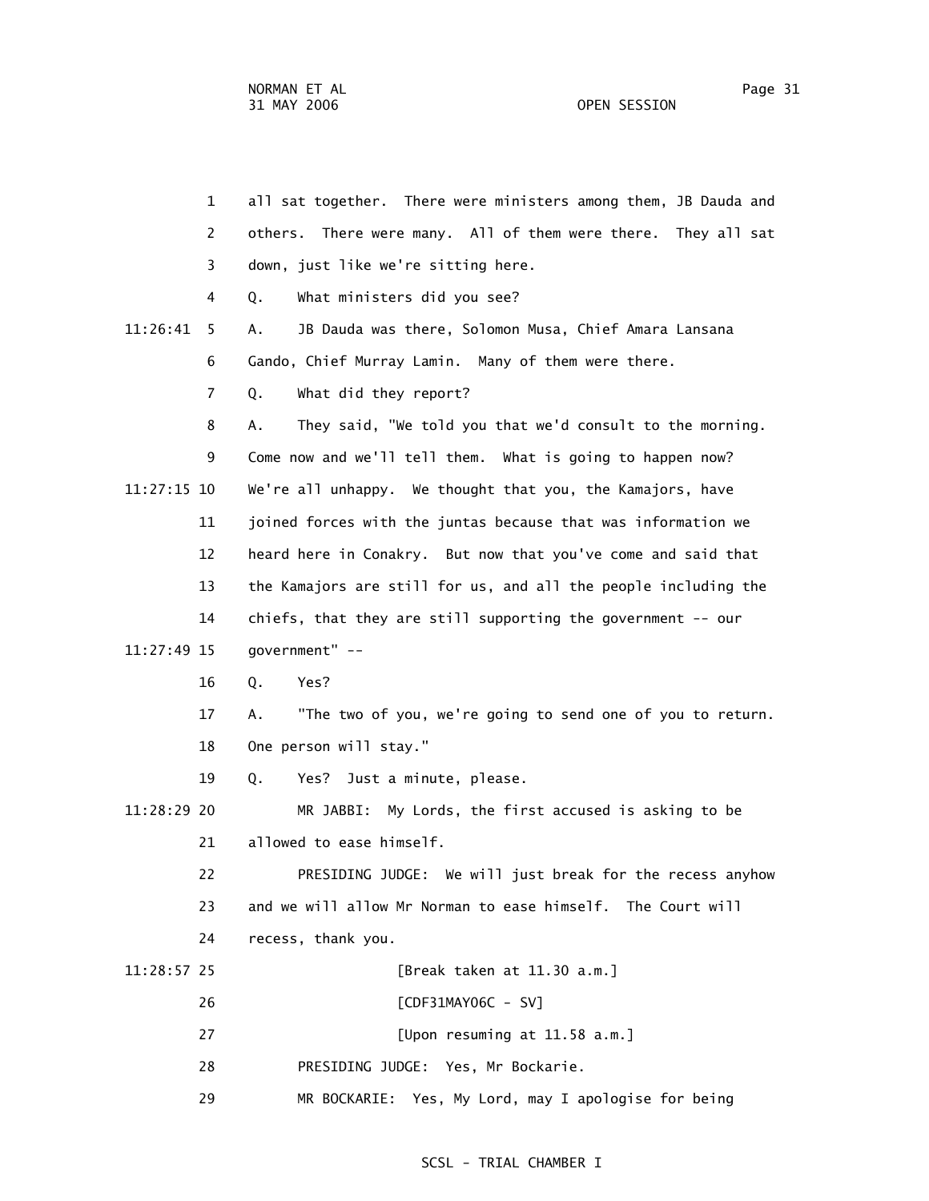all sat together. There were ministers among them, JB Dauda and others. There were many. All of them were there. They all sat down, just like we're sitting here.

Q. What ministers did you see?

A. JB Dauda was there, Solomon Musa, Chief Amara Lansana Gando, Chief Murray Lamin. Many of them were there.

Q. What did they report?

A. They said, "We told you that we'd consult to the morning. Come now and we'll tell them. What is going to happen now? We're all unhappy. We thought that you, the Kamajors, have joined forces with the juntas because that was information we heard here in Conakry. But now that you've come and said that the Kamajors are still for us, and all the people including the chiefs, that they are still supporting the government -- our government" --

Q. Yes?

A. "The two of you, we're going to send one of you to return. One person will stay."

Q. Yes? Just a minute, please.

MR JABBI: My Lords, the first accused is asking to be allowed to ease himself.

PRESIDING JUDGE: We will just break for the recess anyhow and we will allow Mr Norman to ease himself. The Court will recess, thank you.

[Break taken at 11.30 a.m.]

[CDF31MAY06C - SV]

[Upon resuming at 11.58 a.m.]

PRESIDING JUDGE: Yes, Mr Bockarie.

MR BOCKARIE: Yes, My Lord, may I apologise for being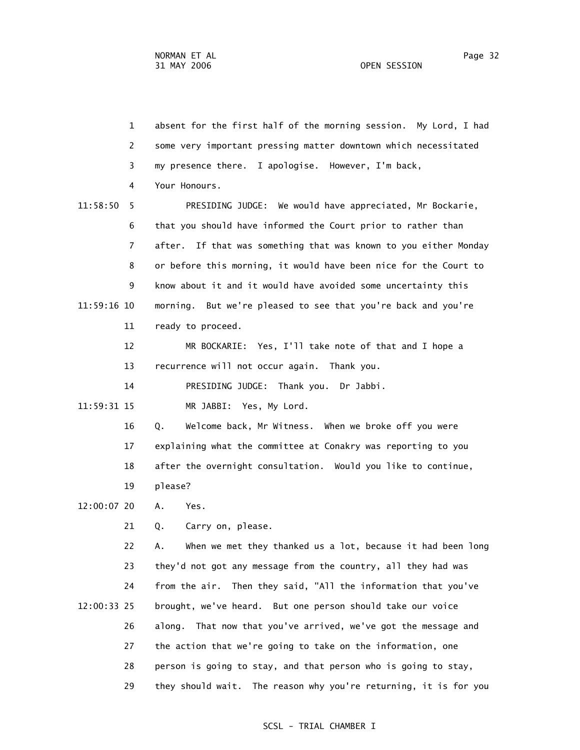absent for the first half of the morning session. My Lord, I had some very important pressing matter downtown which necessitated my presence there. I apologise. However, I'm back, Your Honours.

PRESIDING JUDGE: We would have appreciated, Mr Bockarie, that you should have informed the Court prior to rather than after. If that was something that was known to you either Monday or before this morning, it would have been nice for the Court to know about it and it would have avoided some uncertainty this morning. But we're pleased to see that you're back and you're ready to proceed.

MR BOCKARIE: Yes, I'll take note of that and I hope a recurrence will not occur again. Thank you.

PRESIDING JUDGE: Thank you. Dr Jabbi.

MR JABBI: Yes, My Lord.

Q. Welcome back, Mr Witness. When we broke off you were explaining what the committee at Conakry was reporting to you after the overnight consultation. Would you like to continue, please?

A. Yes.

Q. Carry on, please.

A. When we met they thanked us a lot, because it had been long they'd not got any message from the country, all they had was from the air. Then they said, "All the information that you've brought, we've heard. But one person should take our voice along. That now that you've arrived, we've got the message and the action that we're going to take on the information, one person is going to stay, and that person who is going to stay, they should wait. The reason why you're returning, it is for you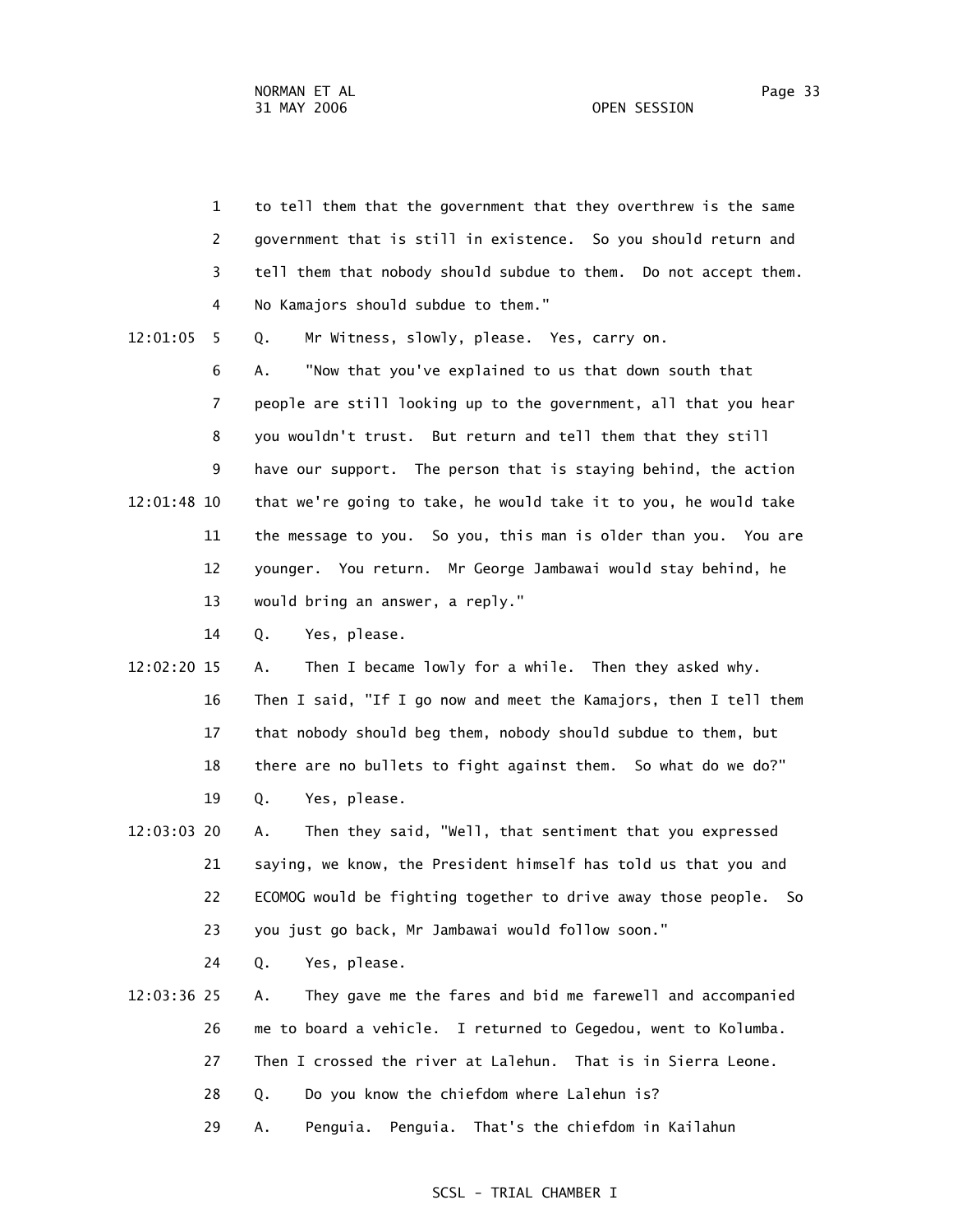to tell them that the government that they overthrew is the same government that is still in existence. So you should return and tell them that nobody should subdue to them. Do not accept them. No Kamajors should subdue to them."

Q. Mr Witness, slowly, please. Yes, carry on.

A. "Now that you've explained to us that down south that people are still looking up to the government, all that you hear you wouldn't trust. But return and tell them that they still have our support. The person that is staying behind, the action that we're going to take, he would take it to you, he would take the message to you. So you, this man is older than you. You are younger. You return. Mr George Jambawai would stay behind, he would bring an answer, a reply."

Q. Yes, please.

A. Then I became lowly for a while. Then they asked why. Then I said, "If I go now and meet the Kamajors, then I tell them that nobody should beg them, nobody should subdue to them, but there are no bullets to fight against them. So what do we do?"

Q. Yes, please.

A. Then they said, "Well, that sentiment that you expressed saying, we know, the President himself has told us that you and ECOMOG would be fighting together to drive away those people. So you just go back, Mr Jambawai would follow soon."

Q. Yes, please.

A. They gave me the fares and bid me farewell and accompanied me to board a vehicle. I returned to Gegedou, went to Kolumba. Then I crossed the river at Lalehun. That is in Sierra Leone.

Q. Do you know the chiefdom where Lalehun is?

A. Penguia. Penguia. That's the chiefdom in Kailahun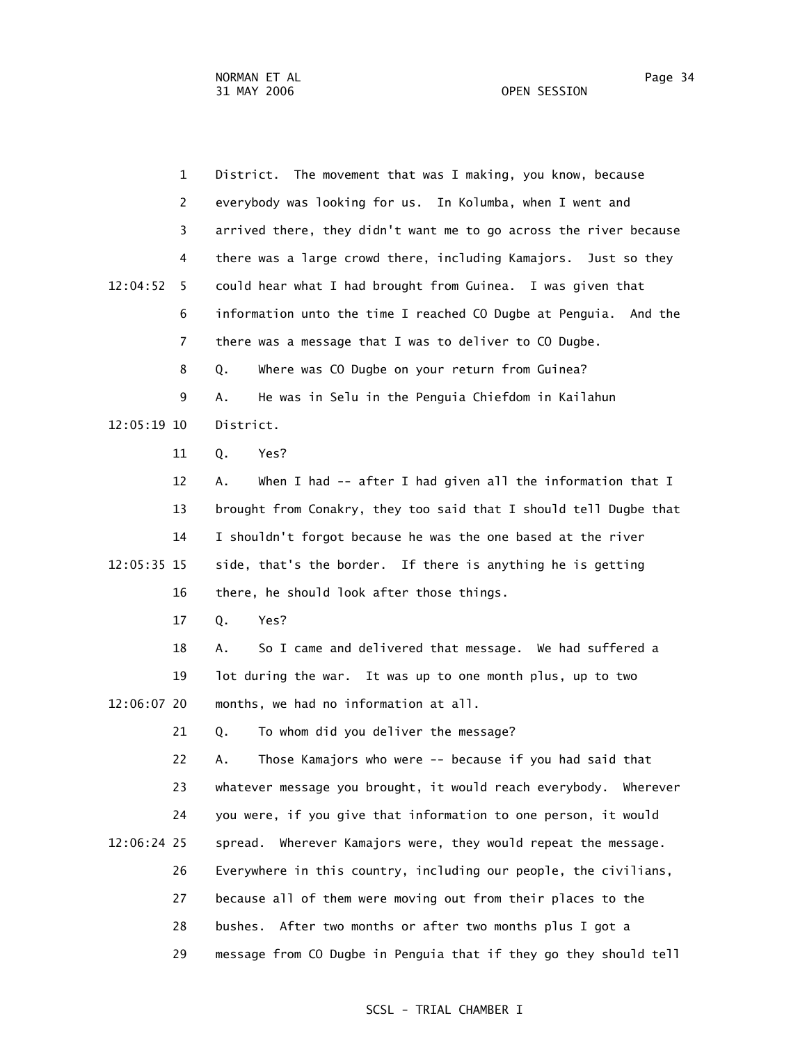District. The movement that was I making, you know, because everybody was looking for us. In Kolumba, when I went and arrived there, they didn't want me to go across the river because there was a large crowd there, including Kamajors. Just so they could hear what I had brought from Guinea. I was given that information unto the time I reached CO Dugbe at Penguia. And the there was a message that I was to deliver to CO Dugbe.

Q. Where was CO Dugbe on your return from Guinea?

A. He was in Selu in the Penguia Chiefdom in Kailahun District.

Q. Yes?

A. When I had -- after I had given all the information that I brought from Conakry, they too said that I should tell Dugbe that I shouldn't forgot because he was the one based at the river side, that's the border. If there is anything he is getting there, he should look after those things.

Q. Yes?

A. So I came and delivered that message. We had suffered a lot during the war. It was up to one month plus, up to two months, we had no information at all.

Q. To whom did you deliver the message?

A. Those Kamajors who were -- because if you had said that whatever message you brought, it would reach everybody. Wherever you were, if you give that information to one person, it would spread. Wherever Kamajors were, they would repeat the message. Everywhere in this country, including our people, the civilians, because all of them were moving out from their places to the bushes. After two months or after two months plus I got a message from CO Dugbe in Penguia that if they go they should tell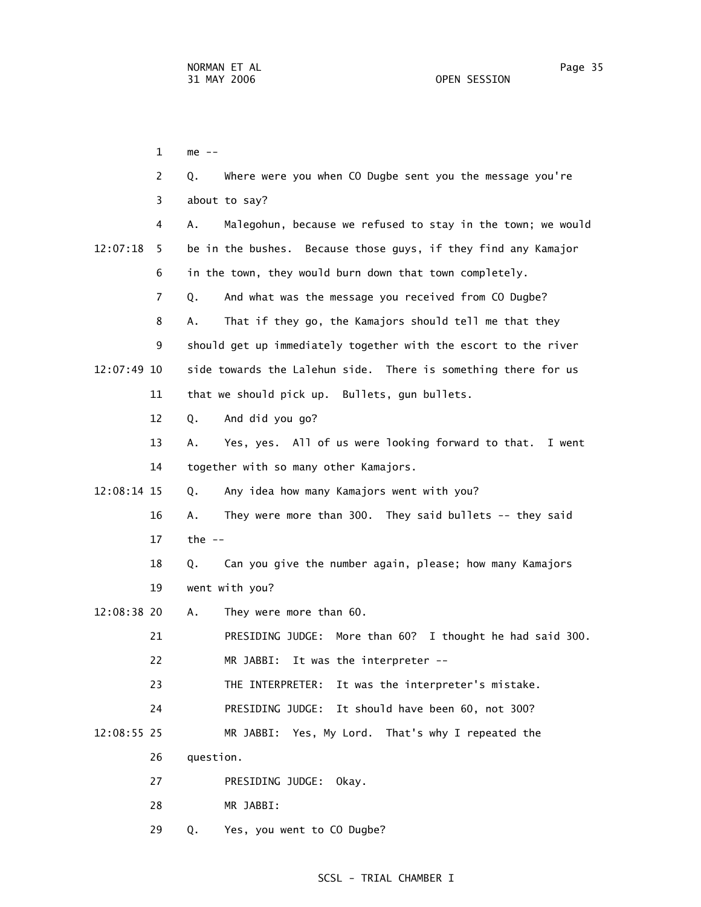me --

Q. Where were you when CO Dugbe sent you the message you're about to say?

A. Malegohun, because we refused to stay in the town; we would be in the bushes. Because those guys, if they find any Kamajor in the town, they would burn down that town completely.

Q. And what was the message you received from CO Dugbe?

A. That if they go, the Kamajors should tell me that they should get up immediately together with the escort to the river side towards the Lalehun side. There is something there for us that we should pick up. Bullets, gun bullets.

Q. And did you go?

A. Yes, yes. All of us were looking forward to that. I went together with so many other Kamajors.

Q. Any idea how many Kamajors went with you?

A. They were more than 300. They said bullets -- they said the --

Q. Can you give the number again, please; how many Kamajors went with you?

A. They were more than 60.

PRESIDING JUDGE: More than 60? I thought he had said 300.

MR JABBI: It was the interpreter --

THE INTERPRETER: It was the interpreter's mistake.

PRESIDING JUDGE: It should have been 60, not 300?

MR JABBI: Yes, My Lord. That's why I repeated the question.

PRESIDING JUDGE: Okay.

MR JABBI:

Q. Yes, you went to CO Dugbe?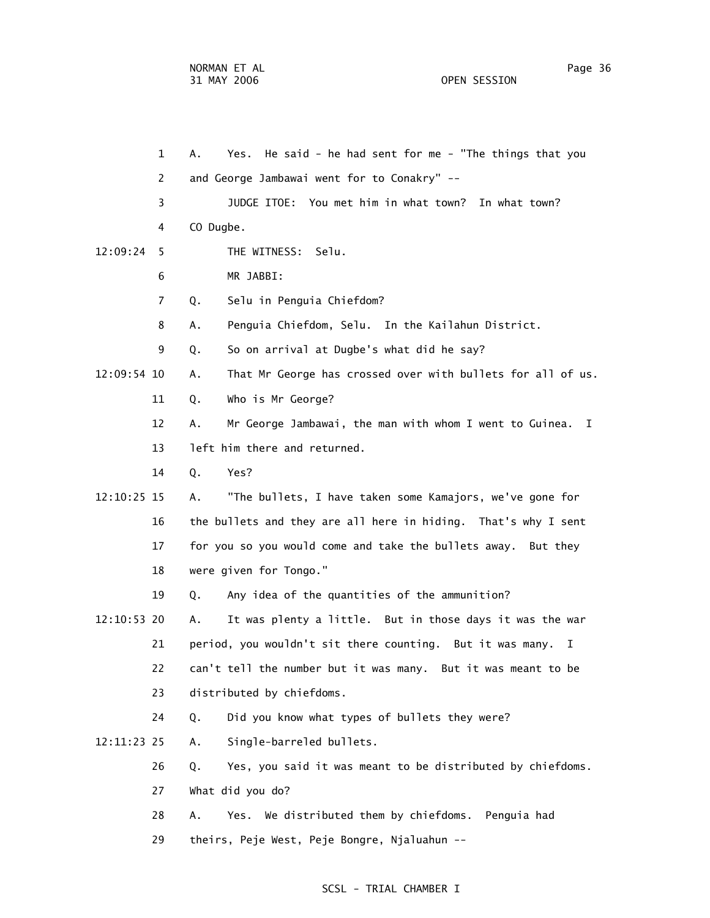1 A. Yes. He said - he had sent for me - "The things that you

2 and George Jambawai went for to Conakry" --

3 JUDGE ITOE: You met him in what town? In what town?

4 CO Dugbe.

12:09:24 5 THE WITNESS: Selu.

6 MR JABBI:

7 Q. Selu in Penguia Chiefdom?

8 A. Penguia Chiefdom, Selu. In the Kailahun District.

9 Q. So on arrival at Dugbe's what did he say?

12:09:54 10 A. That Mr George has crossed over with bullets for all of us.

11 Q. Who is Mr George?

12 A. Mr George Jambawai, the man with whom I went to Guinea. I

13 left him there and returned.

14 Q. Yes?

12:10:25 15 A. "The bullets, I have taken some Kamajors, we've gone for

16 the bullets and they are all here in hiding. That's why I sent

17 for you so you would come and take the bullets away. But they

18 were given for Tongo."

19 Q. Any idea of the quantities of the ammunition?

12:10:53 20 A. It was plenty a little. But in those days it was the war

21 period, you wouldn't sit there counting. But it was many. I

22 can't tell the number but it was many. But it was meant to be

23 distributed by chiefdoms.

24 Q. Did you know what types of bullets they were?

12:11:23 25 A. Single-barreled bullets.

26 Q. Yes, you said it was meant to be distributed by chiefdoms.

27 What did you do?

28 A. Yes. We distributed them by chiefdoms. Penguia had

29 theirs, Peje West, Peje Bongre, Njaluahun --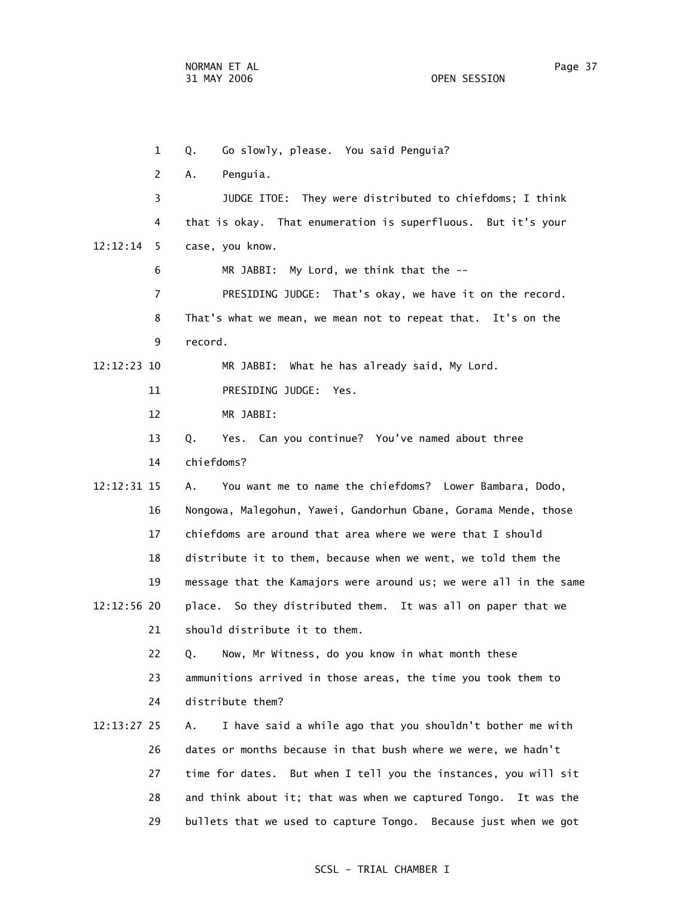1 Q. Go slowly, please. You said Penguia?

2 A. Penguia.

3 JUDGE ITOE: They were distributed to chiefdoms; I think

4 that is okay. That enumeration is superfluous. But it's your

12:12:14 5 case, you know.

6 MR JABBI: My Lord, we think that the --

7 PRESIDING JUDGE: That's okay, we have it on the record.

8 That's what we mean, we mean not to repeat that. It's on the

9 record.

12:12:23 10 MR JABBI: What he has already said, My Lord.

11 PRESIDING JUDGE: Yes.

12 MR JABBI:

13 Q. Yes. Can you continue? You've named about three

14 chiefdoms?

12:12:31 15 A. You want me to name the chiefdoms? Lower Bambara, Dodo,

16 Nongowa, Malegohun, Yawei, Gandorhun Gbane, Gorama Mende, those

17 chiefdoms are around that area where we were that I should

18 distribute it to them, because when we went, we told them the

19 message that the Kamajors were around us; we were all in the same

12:12:56 20 place. So they distributed them. It was all on paper that we

21 should distribute it to them.

22 Q. Now, Mr Witness, do you know in what month these

23 ammunitions arrived in those areas, the time you took them to

24 distribute them?

12:13:27 25 A. I have said a while ago that you shouldn't bother me with

26 dates or months because in that bush where we were, we hadn't

27 time for dates. But when I tell you the instances, you will sit

28 and think about it; that was when we captured Tongo. It was the

29 bullets that we used to capture Tongo. Because just when we got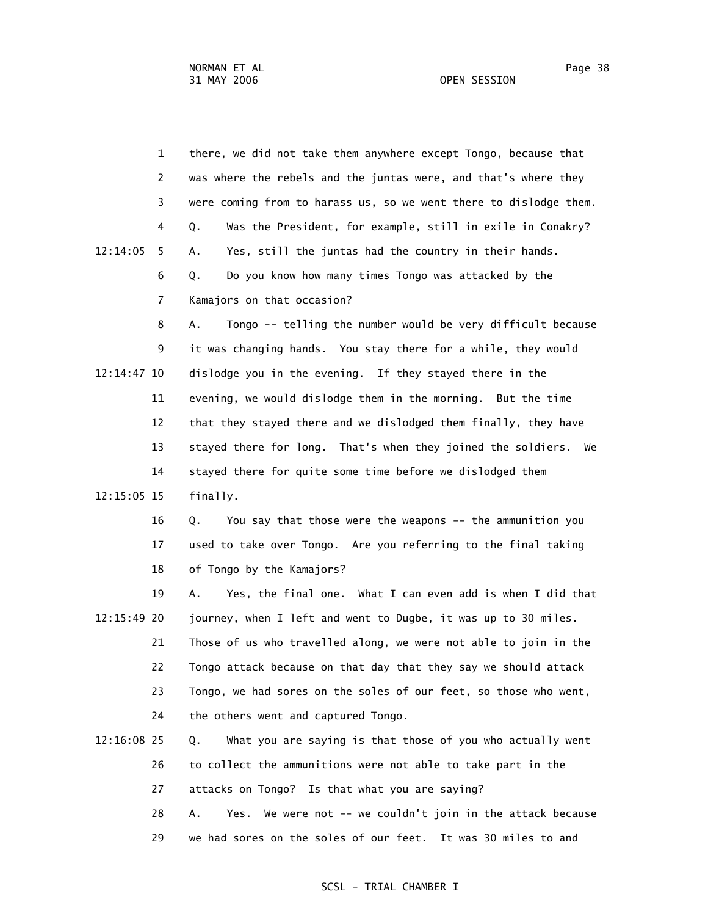there, we did not take them anywhere except Tongo, because that was where the rebels and the juntas were, and that's where they were coming from to harass us, so we went there to dislodge them.

Q. Was the President, for example, still in exile in Conakry?

A. Yes, still the juntas had the country in their hands.

Q. Do you know how many times Tongo was attacked by the Kamajors on that occasion?

A. Tongo -- telling the number would be very difficult because it was changing hands. You stay there for a while, they would dislodge you in the evening. If they stayed there in the evening, we would dislodge them in the morning. But the time that they stayed there and we dislodged them finally, they have stayed there for long. That's when they joined the soldiers. We stayed there for quite some time before we dislodged them finally.

Q. You say that those were the weapons -- the ammunition you used to take over Tongo. Are you referring to the final taking of Tongo by the Kamajors?

A. Yes, the final one. What I can even add is when I did that journey, when I left and went to Dugbe, it was up to 30 miles. Those of us who travelled along, we were not able to join in the Tongo attack because on that day that they say we should attack Tongo, we had sores on the soles of our feet, so those who went, the others went and captured Tongo.

Q. What you are saying is that those of you who actually went to collect the ammunitions were not able to take part in the attacks on Tongo? Is that what you are saying?

A. Yes. We were not -- we couldn't join in the attack because we had sores on the soles of our feet. It was 30 miles to and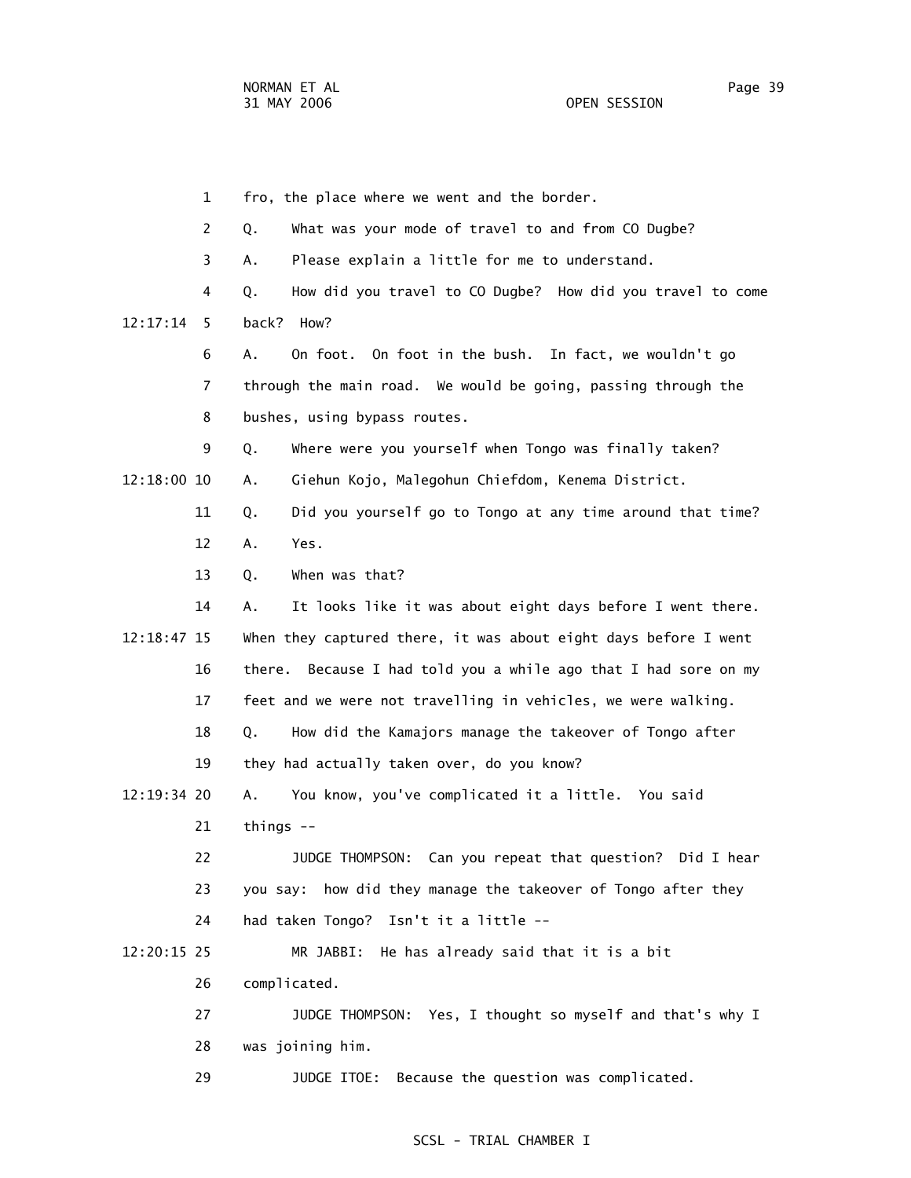fro, the place where we went and the border.

Q. What was your mode of travel to and from CO Dugbe?

A. Please explain a little for me to understand.

Q. How did you travel to CO Dugbe? How did you travel to come back? How?

A. On foot. On foot in the bush. In fact, we wouldn't go through the main road. We would be going, passing through the bushes, using bypass routes.

Q. Where were you yourself when Tongo was finally taken?

A. Giehun Kojo, Malegohun Chiefdom, Kenema District.

Q. Did you yourself go to Tongo at any time around that time?

A. Yes.

Q. When was that?

A. It looks like it was about eight days before I went there. When they captured there, it was about eight days before I went there. Because I had told you a while ago that I had sore on my feet and we were not travelling in vehicles, we were walking.

Q. How did the Kamajors manage the takeover of Tongo after they had actually taken over, do you know?

A. You know, you've complicated it a little. You said things --

JUDGE THOMPSON: Can you repeat that question? Did I hear you say: how did they manage the takeover of Tongo after they had taken Tongo? Isn't it a little --

MR JABBI: He has already said that it is a bit complicated.

JUDGE THOMPSON: Yes, I thought so myself and that's why I was joining him.

JUDGE ITOE: Because the question was complicated.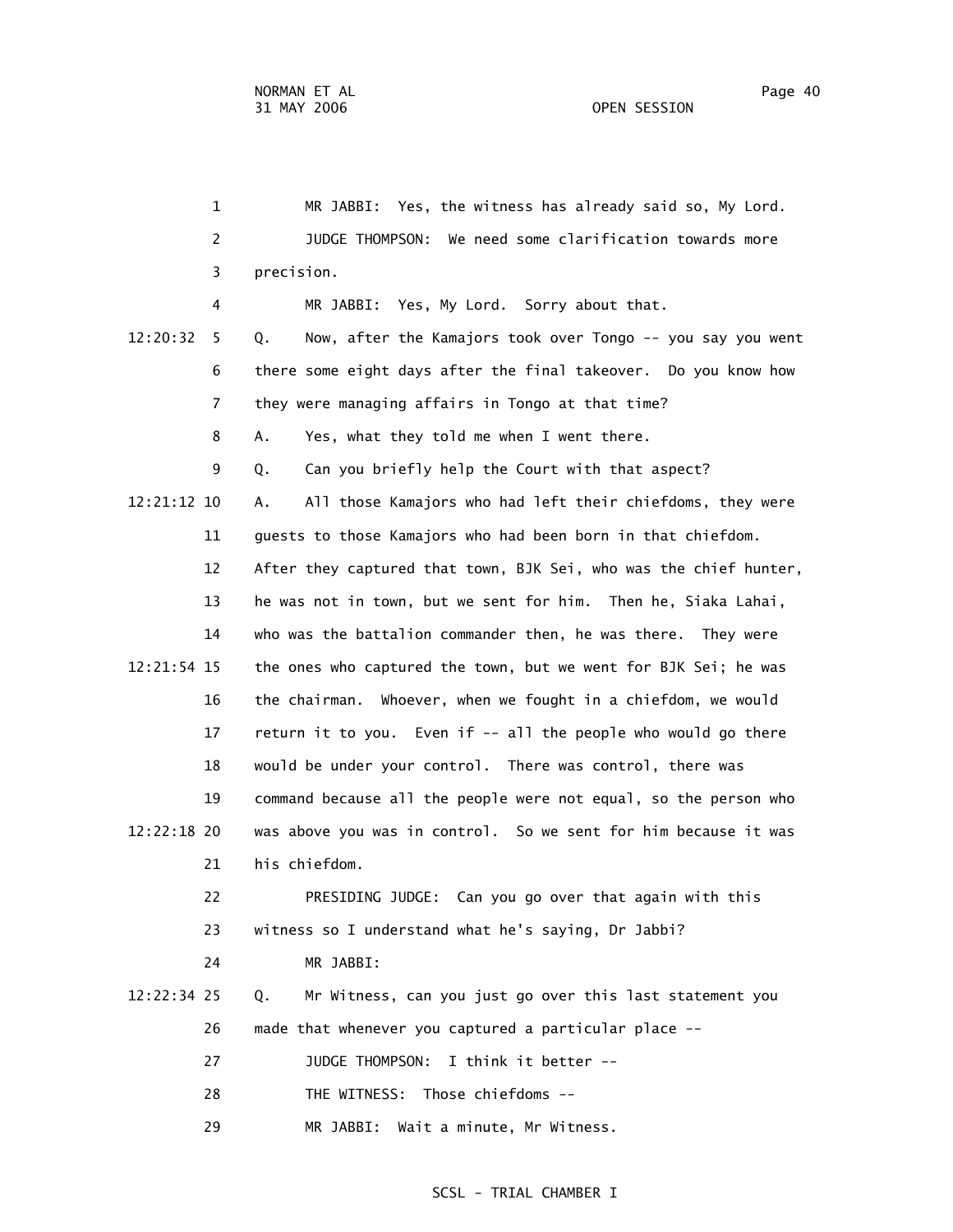MR JABBI: Yes, the witness has already said so, My Lord.

JUDGE THOMPSON: We need some clarification towards more precision.

MR JABBI: Yes, My Lord. Sorry about that.

Q. Now, after the Kamajors took over Tongo -- you say you went there some eight days after the final takeover. Do you know how they were managing affairs in Tongo at that time?

A. Yes, what they told me when I went there.

Q. Can you briefly help the Court with that aspect?

A. All those Kamajors who had left their chiefdoms, they were guests to those Kamajors who had been born in that chiefdom. After they captured that town, BJK Sei, who was the chief hunter, he was not in town, but we sent for him. Then he, Siaka Lahai, who was the battalion commander then, he was there. They were the ones who captured the town, but we went for BJK Sei; he was the chairman. Whoever, when we fought in a chiefdom, we would return it to you. Even if -- all the people who would go there would be under your control. There was control, there was command because all the people were not equal, so the person who was above you was in control. So we sent for him because it was his chiefdom.

PRESIDING JUDGE: Can you go over that again with this witness so I understand what he's saying, Dr Jabbi?

MR JABBI:

Q. Mr Witness, can you just go over this last statement you made that whenever you captured a particular place --

JUDGE THOMPSON: I think it better --

THE WITNESS: Those chiefdoms --

MR JABBI: Wait a minute, Mr Witness.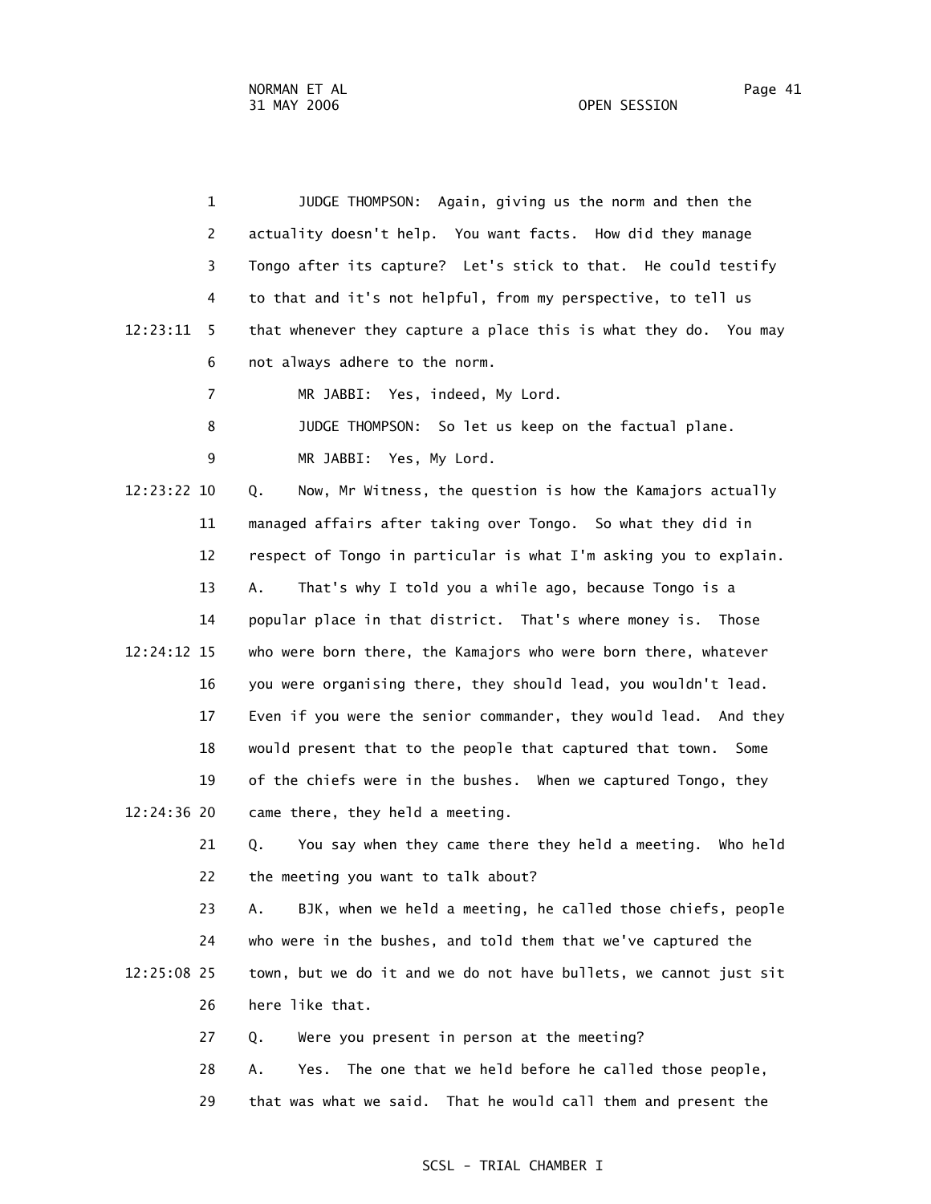JUDGE THOMPSON: Again, giving us the norm and then the actuality doesn't help. You want facts. How did they manage Tongo after its capture? Let's stick to that. He could testify to that and it's not helpful, from my perspective, to tell us that whenever they capture a place this is what they do. You may not always adhere to the norm.

MR JABBI: Yes, indeed, My Lord.

JUDGE THOMPSON: So let us keep on the factual plane.

MR JABBI: Yes, My Lord.

Q. Now, Mr Witness, the question is how the Kamajors actually managed affairs after taking over Tongo. So what they did in respect of Tongo in particular is what I'm asking you to explain.

A. That's why I told you a while ago, because Tongo is a popular place in that district. That's where money is. Those who were born there, the Kamajors who were born there, whatever you were organising there, they should lead, you wouldn't lead. Even if you were the senior commander, they would lead. And they would present that to the people that captured that town. Some of the chiefs were in the bushes. When we captured Tongo, they came there, they held a meeting.

Q. You say when they came there they held a meeting. Who held the meeting you want to talk about?

A. BJK, when we held a meeting, he called those chiefs, people who were in the bushes, and told them that we've captured the town, but we do it and we do not have bullets, we cannot just sit here like that.

Q. Were you present in person at the meeting?

A. Yes. The one that we held before he called those people, that was what we said. That he would call them and present the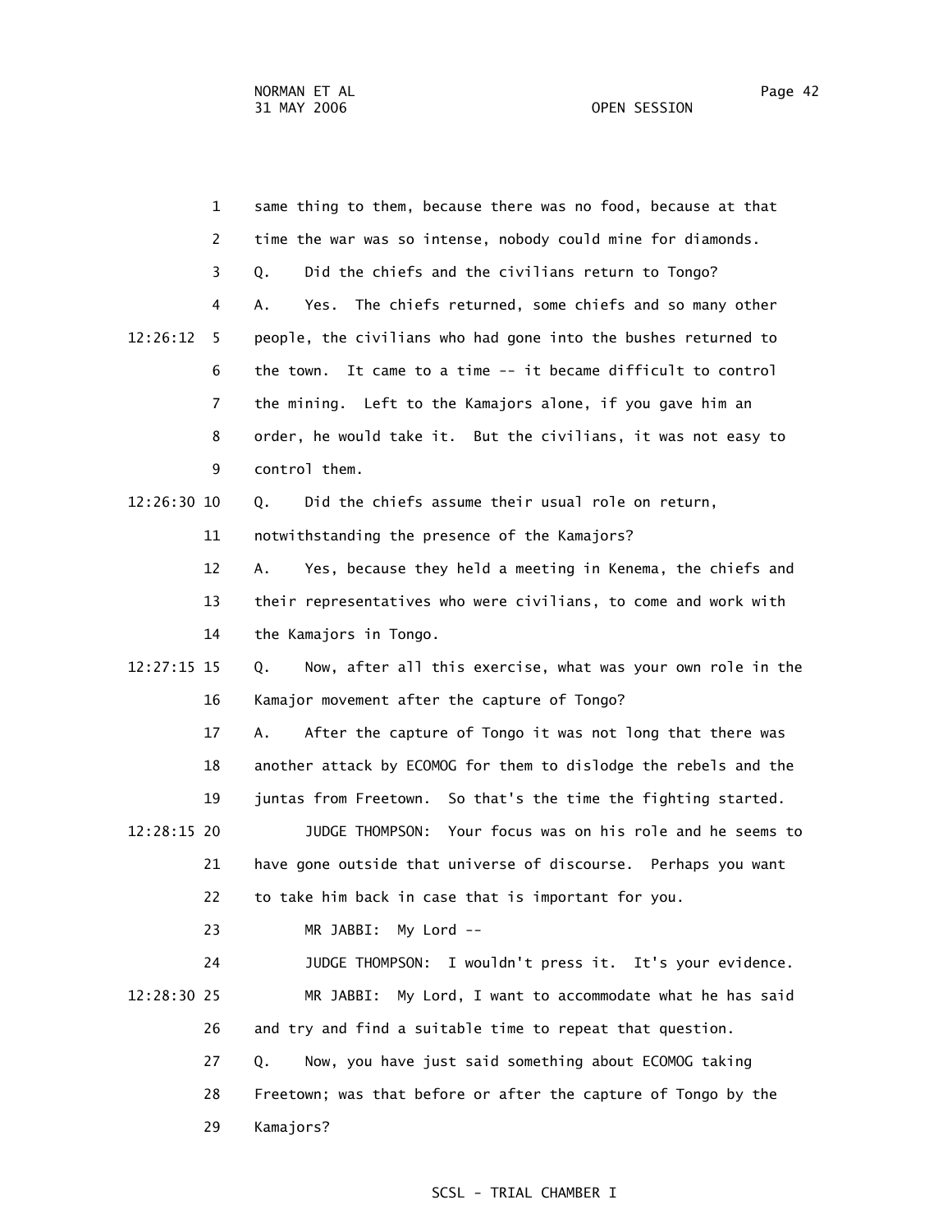same thing to them, because there was no food, because at that time the war was so intense, nobody could mine for diamonds.

Q. Did the chiefs and the civilians return to Tongo?

A. Yes. The chiefs returned, some chiefs and so many other people, the civilians who had gone into the bushes returned to the town. It came to a time -- it became difficult to control the mining. Left to the Kamajors alone, if you gave him an order, he would take it. But the civilians, it was not easy to control them.

Q. Did the chiefs assume their usual role on return, notwithstanding the presence of the Kamajors?

A. Yes, because they held a meeting in Kenema, the chiefs and their representatives who were civilians, to come and work with the Kamajors in Tongo.

Q. Now, after all this exercise, what was your own role in the Kamajor movement after the capture of Tongo?

A. After the capture of Tongo it was not long that there was another attack by ECOMOG for them to dislodge the rebels and the juntas from Freetown. So that's the time the fighting started.

JUDGE THOMPSON: Your focus was on his role and he seems to have gone outside that universe of discourse. Perhaps you want to take him back in case that is important for you.

MR JABBI: My Lord --

JUDGE THOMPSON: I wouldn't press it. It's your evidence.

MR JABBI: My Lord, I want to accommodate what he has said and try and find a suitable time to repeat that question.

Q. Now, you have just said something about ECOMOG taking Freetown; was that before or after the capture of Tongo by the Kamajors?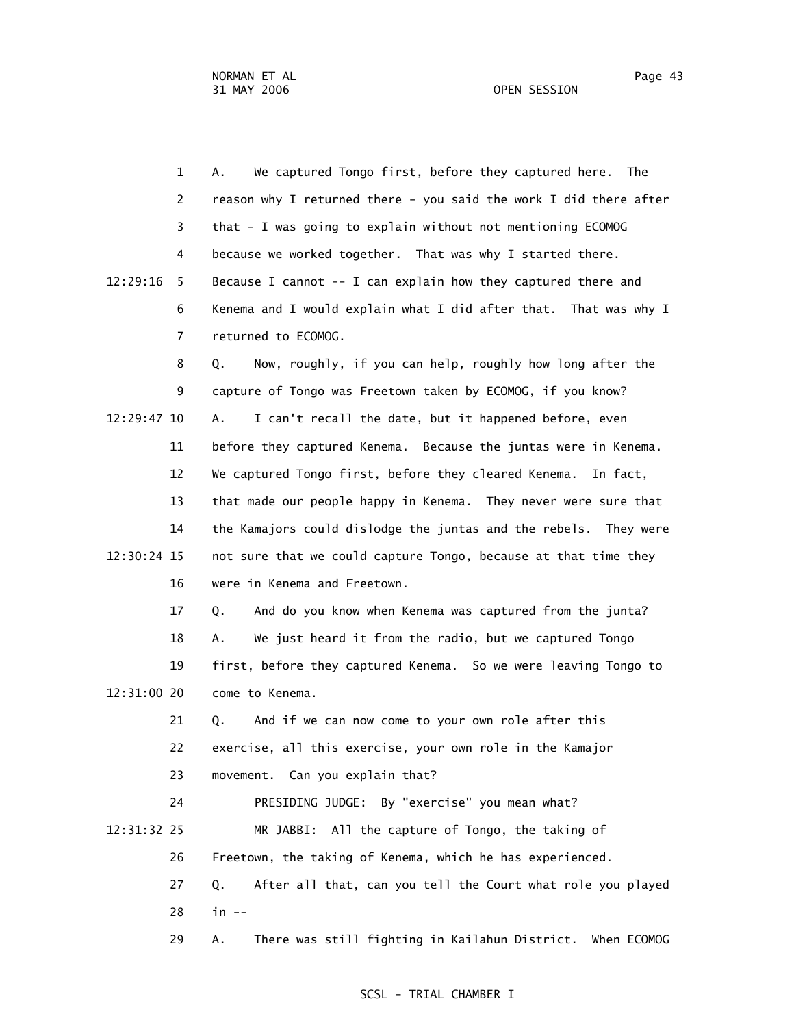A. We captured Tongo first, before they captured here. The reason why I returned there - you said the work I did there after that - I was going to explain without not mentioning ECOMOG because we worked together. That was why I started there. Because I cannot -- I can explain how they captured there and Kenema and I would explain what I did after that. That was why I returned to ECOMOG.

Q. Now, roughly, if you can help, roughly how long after the capture of Tongo was Freetown taken by ECOMOG, if you know?

A. I can't recall the date, but it happened before, even before they captured Kenema. Because the juntas were in Kenema. We captured Tongo first, before they cleared Kenema. In fact, that made our people happy in Kenema. They never were sure that the Kamajors could dislodge the juntas and the rebels. They were not sure that we could capture Tongo, because at that time they were in Kenema and Freetown.

Q. And do you know when Kenema was captured from the junta?

A. We just heard it from the radio, but we captured Tongo first, before they captured Kenema. So we were leaving Tongo to come to Kenema.

Q. And if we can now come to your own role after this exercise, all this exercise, your own role in the Kamajor movement. Can you explain that?

PRESIDING JUDGE: By "exercise" you mean what?

MR JABBI: All the capture of Tongo, the taking of Freetown, the taking of Kenema, which he has experienced.

Q. After all that, can you tell the Court what role you played in --

A. There was still fighting in Kailahun District. When ECOMOG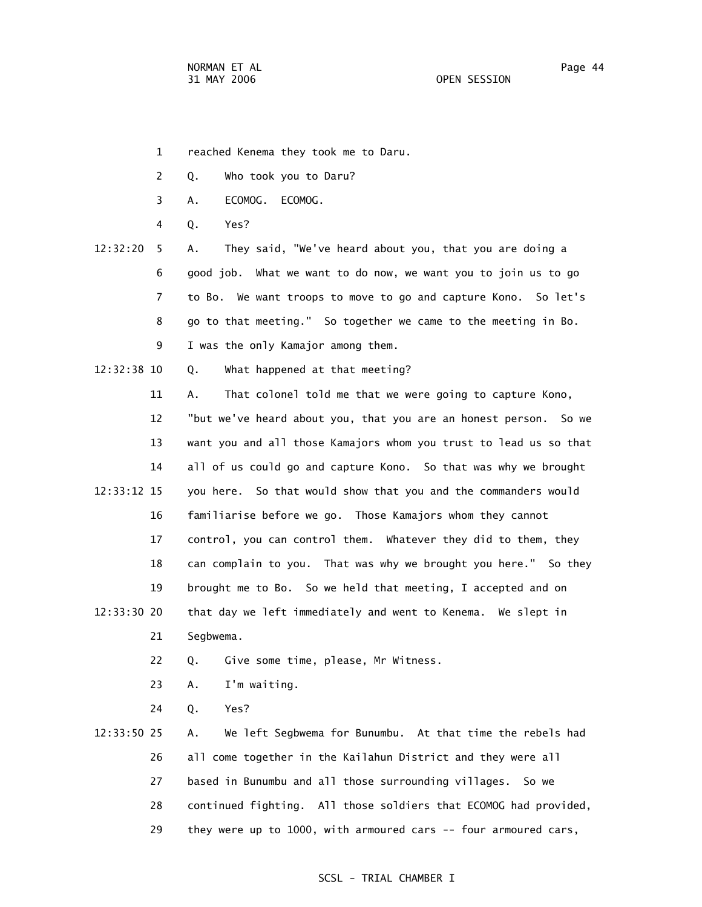reached Kenema they took me to Daru.

Q. Who took you to Daru?

A. ECOMOG. ECOMOG.

Q. Yes?

A. They said, "We've heard about you, that you are doing a good job. What we want to do now, we want you to join us to go to Bo. We want troops to move to go and capture Kono. So let's go to that meeting." So together we came to the meeting in Bo. I was the only Kamajor among them.

Q. What happened at that meeting?

A. That colonel told me that we were going to capture Kono, "but we've heard about you, that you are an honest person. So we want you and all those Kamajors whom you trust to lead us so that all of us could go and capture Kono. So that was why we brought you here. So that would show that you and the commanders would familiarise before we go. Those Kamajors whom they cannot control, you can control them. Whatever they did to them, they can complain to you. That was why we brought you here." So they brought me to Bo. So we held that meeting, I accepted and on that day we left immediately and went to Kenema. We slept in Segbwema.

Q. Give some time, please, Mr Witness.

A. I'm waiting.

Q. Yes?

A. We left Segbwema for Bunumbu. At that time the rebels had all come together in the Kailahun District and they were all based in Bunumbu and all those surrounding villages. So we continued fighting. All those soldiers that ECOMOG had provided, they were up to 1000, with armoured cars -- four armoured cars,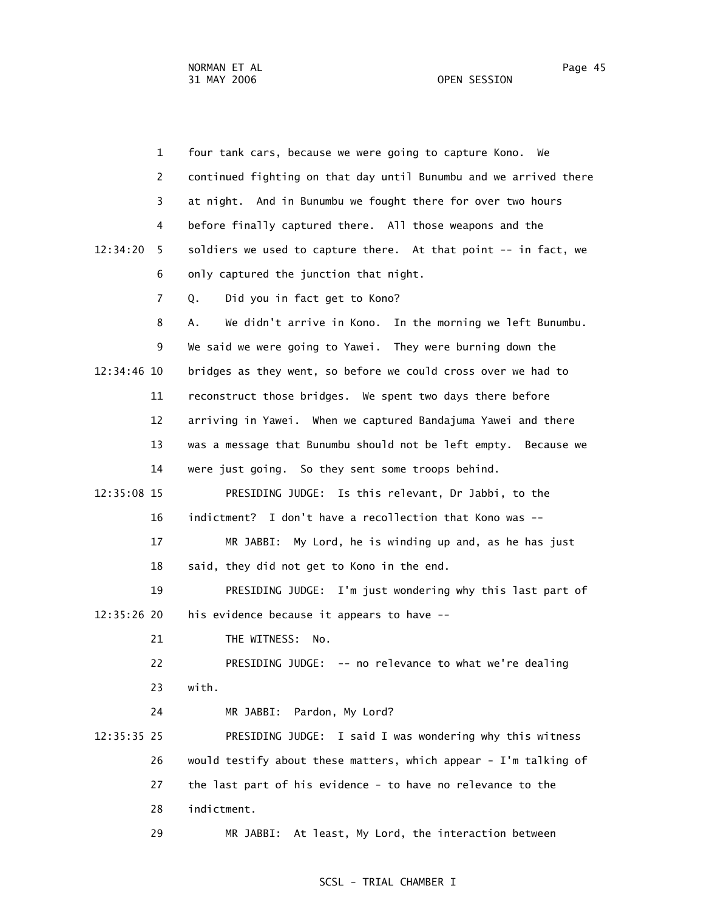four tank cars, because we were going to capture Kono. We continued fighting on that day until Bunumbu and we arrived there at night. And in Bunumbu we fought there for over two hours before finally captured there. All those weapons and the soldiers we used to capture there. At that point -- in fact, we only captured the junction that night.

Q. Did you in fact get to Kono?

A. We didn't arrive in Kono. In the morning we left Bunumbu. We said we were going to Yawei. They were burning down the bridges as they went, so before we could cross over we had to reconstruct those bridges. We spent two days there before arriving in Yawei. When we captured Bandajuma Yawei and there was a message that Bunumbu should not be left empty. Because we were just going. So they sent some troops behind.

PRESIDING JUDGE: Is this relevant, Dr Jabbi, to the indictment? I don't have a recollection that Kono was --

MR JABBI: My Lord, he is winding up and, as he has just said, they did not get to Kono in the end.

PRESIDING JUDGE: I'm just wondering why this last part of his evidence because it appears to have --

THE WITNESS: No.

PRESIDING JUDGE: -- no relevance to what we're dealing with.

MR JABBI: Pardon, My Lord?

PRESIDING JUDGE: I said I was wondering why this witness would testify about these matters, which appear - I'm talking of the last part of his evidence - to have no relevance to the indictment.

MR JABBI: At least, My Lord, the interaction between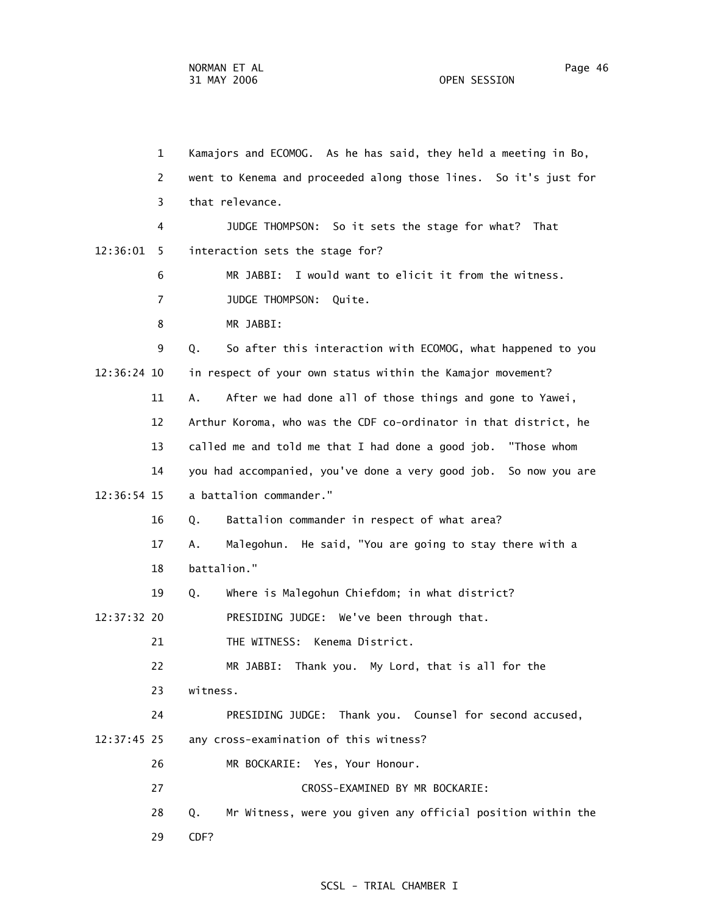1 Kamajors and ECOMOG. As he has said, they held a meeting in Bo,

2 went to Kenema and proceeded along those lines. So it's just for

3 that relevance.

4 JUDGE THOMPSON: So it sets the stage for what? That

12:36:01 5 interaction sets the stage for?

6 MR JABBI: I would want to elicit it from the witness.

7 JUDGE THOMPSON: Quite.

8 MR JABBI:

9 Q. So after this interaction with ECOMOG, what happened to you

12:36:24 10 in respect of your own status within the Kamajor movement?

11 A. After we had done all of those things and gone to Yawei,

12 Arthur Koroma, who was the CDF co-ordinator in that district, he

13 called me and told me that I had done a good job. "Those whom

14 you had accompanied, you've done a very good job. So now you are

12:36:54 15 a battalion commander."

16 Q. Battalion commander in respect of what area?

17 A. Malegohun. He said, "You are going to stay there with a

18 battalion."

19 Q. Where is Malegohun Chiefdom; in what district?

12:37:32 20 PRESIDING JUDGE: We've been through that.

21 THE WITNESS: Kenema District.

22 MR JABBI: Thank you. My Lord, that is all for the

23 witness.

24 PRESIDING JUDGE: Thank you. Counsel for second accused,

12:37:45 25 any cross-examination of this witness?

26 MR BOCKARIE: Yes, Your Honour.

27 CROSS-EXAMINED BY MR BOCKARIE:

28 Q. Mr Witness, were you given any official position within the

29 CDF?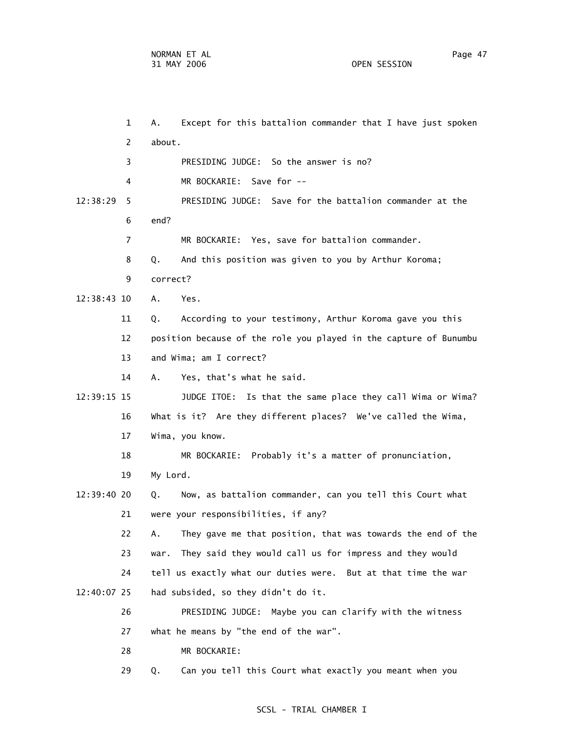A. Except for this battalion commander that I have just spoken about.

PRESIDING JUDGE: So the answer is no?

MR BOCKARIE: Save for --

PRESIDING JUDGE: Save for the battalion commander at the end?

MR BOCKARIE: Yes, save for battalion commander.

Q. And this position was given to you by Arthur Koroma; correct?

A. Yes.

Q. According to your testimony, Arthur Koroma gave you this position because of the role you played in the capture of Bunumbu and Wima; am I correct?

A. Yes, that's what he said.

JUDGE ITOE: Is that the same place they call Wima or Wima? What is it? Are they different places? We've called the Wima, Wima, you know.

MR BOCKARIE: Probably it's a matter of pronunciation, My Lord.

Q. Now, as battalion commander, can you tell this Court what were your responsibilities, if any?

A. They gave me that position, that was towards the end of the war. They said they would call us for impress and they would tell us exactly what our duties were. But at that time the war had subsided, so they didn't do it.

PRESIDING JUDGE: Maybe you can clarify with the witness what he means by "the end of the war".

MR BOCKARIE:

Q. Can you tell this Court what exactly you meant when you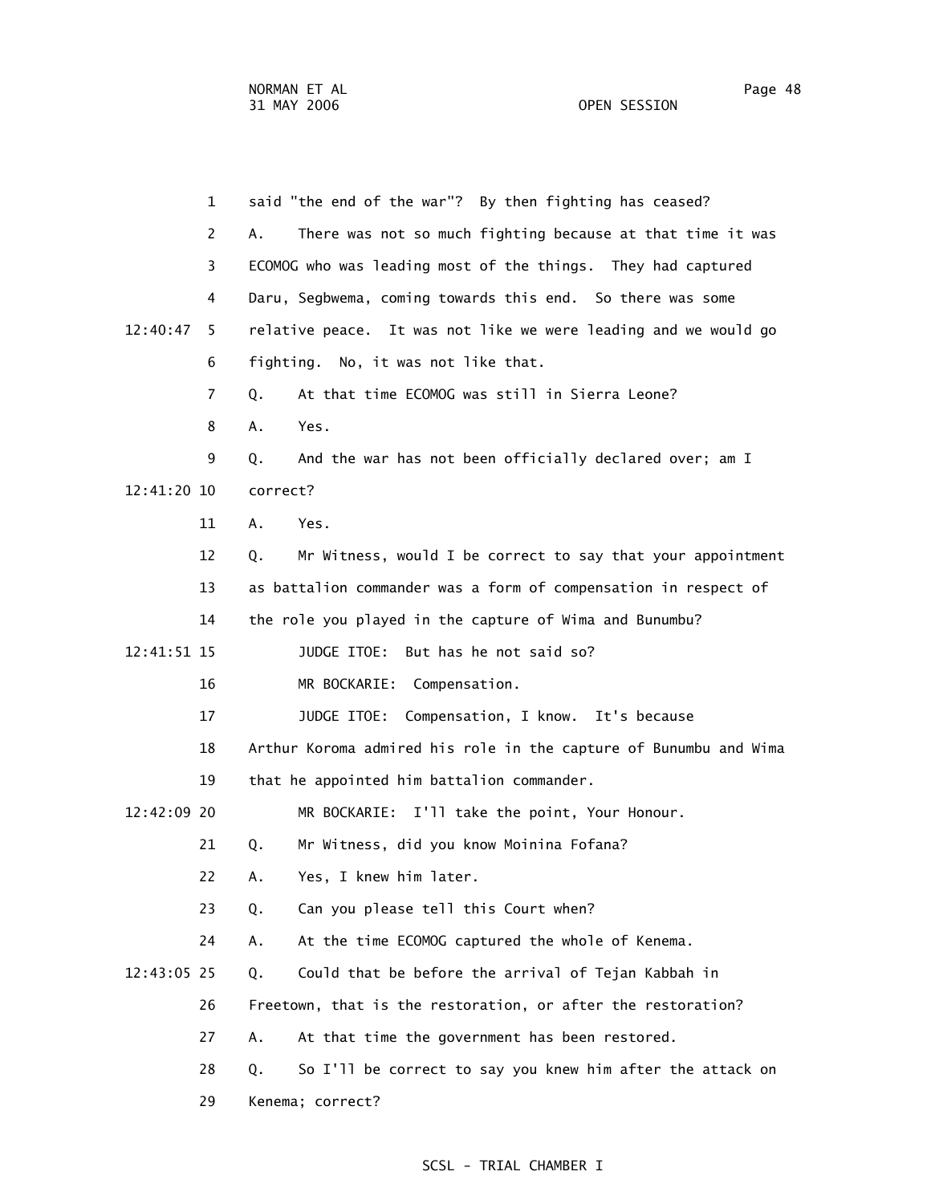said "the end of the war"? By then fighting has ceased?

A. There was not so much fighting because at that time it was ECOMOG who was leading most of the things. They had captured Daru, Segbwema, coming towards this end. So there was some relative peace. It was not like we were leading and we would go fighting. No, it was not like that.

Q. At that time ECOMOG was still in Sierra Leone?

A. Yes.

Q. And the war has not been officially declared over; am I correct?

A. Yes.

Q. Mr Witness, would I be correct to say that your appointment as battalion commander was a form of compensation in respect of the role you played in the capture of Wima and Bunumbu?

JUDGE ITOE: But has he not said so?

MR BOCKARIE: Compensation.

JUDGE ITOE: Compensation, I know. It's because Arthur Koroma admired his role in the capture of Bunumbu and Wima that he appointed him battalion commander.

MR BOCKARIE: I'll take the point, Your Honour.

Q. Mr Witness, did you know Moinina Fofana?

A. Yes, I knew him later.

Q. Can you please tell this Court when?

A. At the time ECOMOG captured the whole of Kenema.

Q. Could that be before the arrival of Tejan Kabbah in Freetown, that is the restoration, or after the restoration?

A. At that time the government has been restored.

Q. So I'll be correct to say you knew him after the attack on Kenema; correct?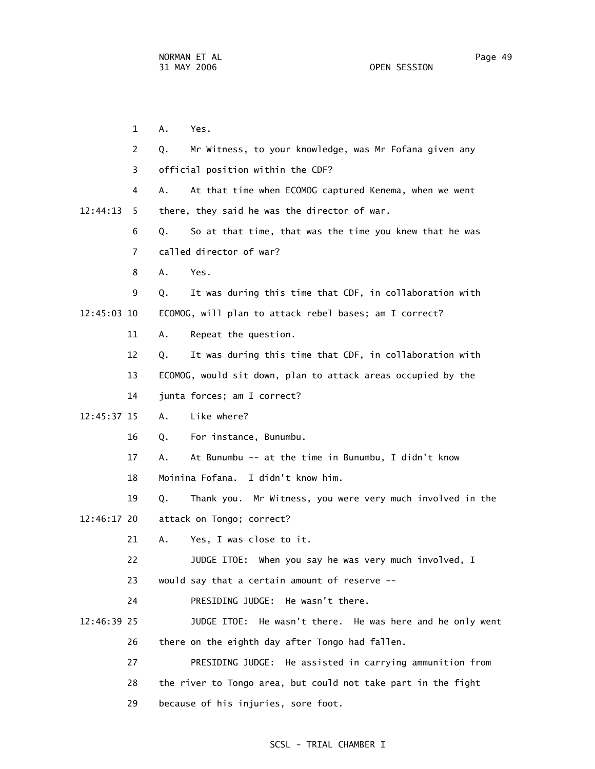1 A. Yes.

2 Q. Mr Witness, to your knowledge, was Mr Fofana given any

3 official position within the CDF?

4 A. At that time when ECOMOG captured Kenema, when we went

12:44:13 5 there, they said he was the director of war.

6 Q. So at that time, that was the time you knew that he was

7 called director of war?

8 A. Yes.

9 Q. It was during this time that CDF, in collaboration with

12:45:03 10 ECOMOG, will plan to attack rebel bases; am I correct?

11 A. Repeat the question.

12 Q. It was during this time that CDF, in collaboration with

13 ECOMOG, would sit down, plan to attack areas occupied by the

14 junta forces; am I correct?

12:45:37 15 A. Like where?

16 Q. For instance, Bunumbu.

17 A. At Bunumbu -- at the time in Bunumbu, I didn't know

18 Moinina Fofana. I didn't know him.

19 Q. Thank you. Mr Witness, you were very much involved in the

12:46:17 20 attack on Tongo; correct?

21 A. Yes, I was close to it.

22 JUDGE ITOE: When you say he was very much involved, I

23 would say that a certain amount of reserve --

24 PRESIDING JUDGE: He wasn't there.

12:46:39 25 JUDGE ITOE: He wasn't there. He was here and he only went

26 there on the eighth day after Tongo had fallen.

27 PRESIDING JUDGE: He assisted in carrying ammunition from

28 the river to Tongo area, but could not take part in the fight

29 because of his injuries, sore foot.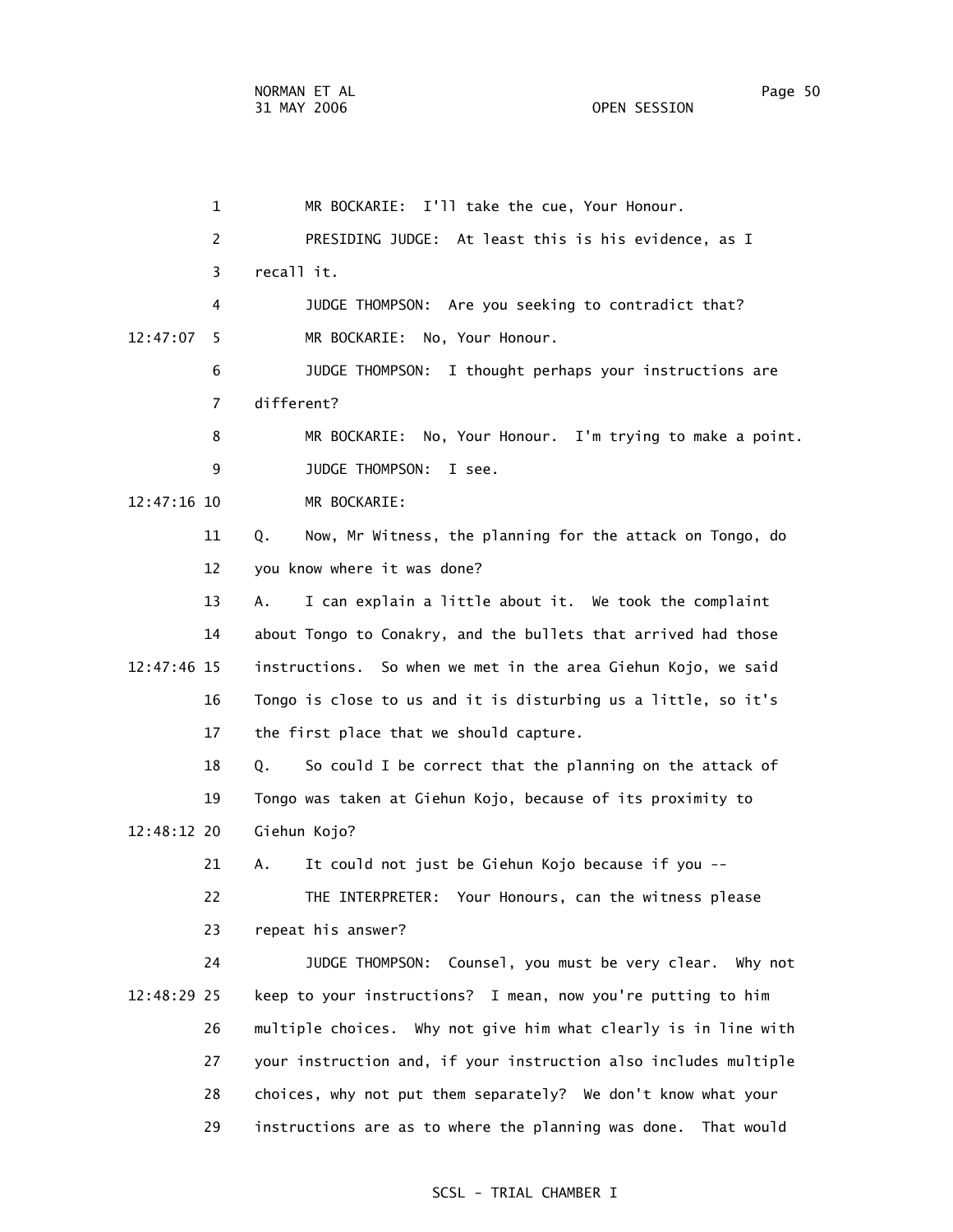MR BOCKARIE: I'll take the cue, Your Honour.

PRESIDING JUDGE: At least this is his evidence, as I recall it.

JUDGE THOMPSON: Are you seeking to contradict that?

12:47:07 MR BOCKARIE: No, Your Honour.

JUDGE THOMPSON: I thought perhaps your instructions are different?

MR BOCKARIE: No, Your Honour. I'm trying to make a point.

JUDGE THOMPSON: I see.

12:47:16 MR BOCKARIE:

Q. Now, Mr Witness, the planning for the attack on Tongo, do you know where it was done?

A. I can explain a little about it. We took the complaint about Tongo to Conakry, and the bullets that arrived had those

12:47:46 instructions. So when we met in the area Giehun Kojo, we said Tongo is close to us and it is disturbing us a little, so it's the first place that we should capture.

Q. So could I be correct that the planning on the attack of Tongo was taken at Giehun Kojo, because of its proximity to

12:48:12 Giehun Kojo?

A. It could not just be Giehun Kojo because if you --

THE INTERPRETER: Your Honours, can the witness please repeat his answer?

JUDGE THOMPSON: Counsel, you must be very clear. Why not

12:48:29 keep to your instructions? I mean, now you're putting to him multiple choices. Why not give him what clearly is in line with your instruction and, if your instruction also includes multiple choices, why not put them separately? We don't know what your instructions are as to where the planning was done. That would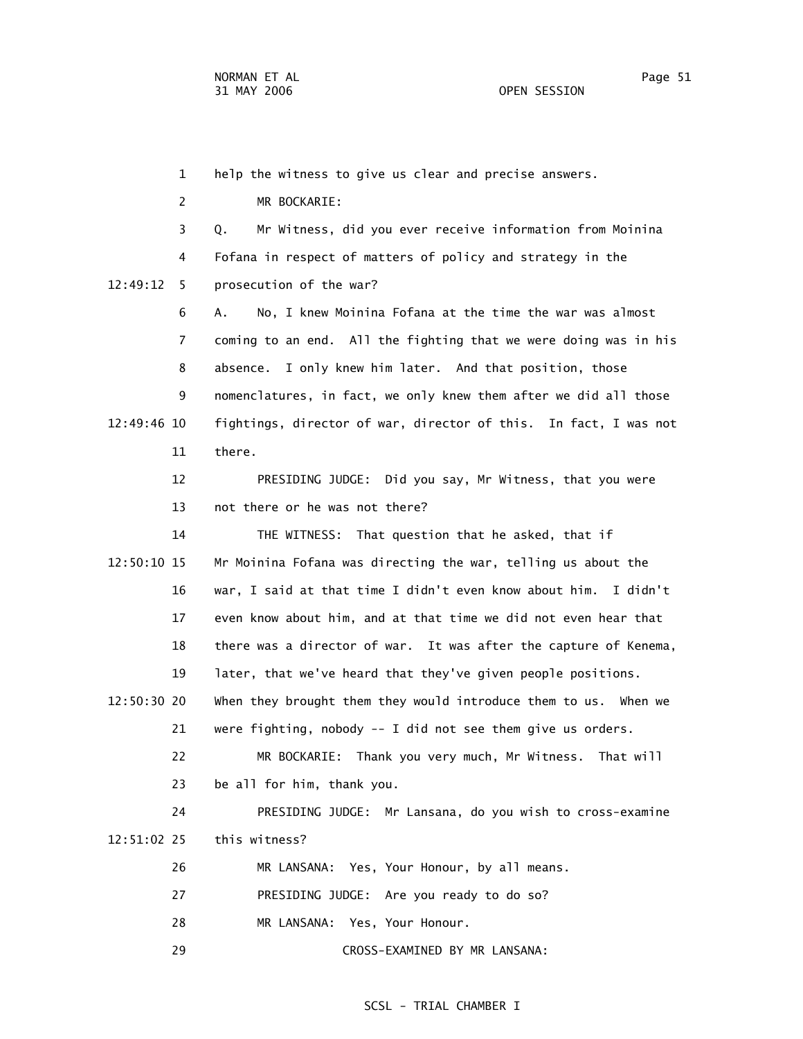help the witness to give us clear and precise answers.

MR BOCKARIE:

Q. Mr Witness, did you ever receive information from Moinina Fofana in respect of matters of policy and strategy in the prosecution of the war?

A. No, I knew Moinina Fofana at the time the war was almost coming to an end. All the fighting that we were doing was in his absence. I only knew him later. And that position, those nomenclatures, in fact, we only knew them after we did all those fightings, director of war, director of this. In fact, I was not there.

PRESIDING JUDGE: Did you say, Mr Witness, that you were not there or he was not there?

THE WITNESS: That question that he asked, that if Mr Moinina Fofana was directing the war, telling us about the war, I said at that time I didn't even know about him. I didn't even know about him, and at that time we did not even hear that there was a director of war. It was after the capture of Kenema, later, that we've heard that they've given people positions. When they brought them they would introduce them to us. When we were fighting, nobody -- I did not see them give us orders.

MR BOCKARIE: Thank you very much, Mr Witness. That will be all for him, thank you.

PRESIDING JUDGE: Mr Lansana, do you wish to cross-examine this witness?

MR LANSANA: Yes, Your Honour, by all means.

PRESIDING JUDGE: Are you ready to do so?

MR LANSANA: Yes, Your Honour.

CROSS-EXAMINED BY MR LANSANA: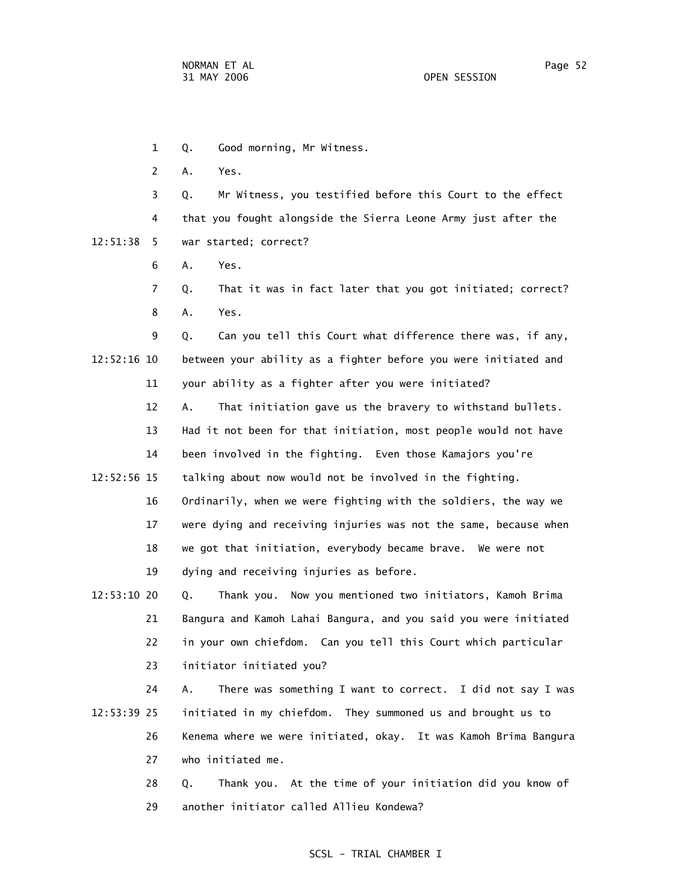Q. Good morning, Mr Witness.

A. Yes.

Q. Mr Witness, you testified before this Court to the effect that you fought alongside the Sierra Leone Army just after the war started; correct?

A. Yes.

Q. That it was in fact later that you got initiated; correct?

A. Yes.

Q. Can you tell this Court what difference there was, if any, between your ability as a fighter before you were initiated and your ability as a fighter after you were initiated?

A. That initiation gave us the bravery to withstand bullets. Had it not been for that initiation, most people would not have been involved in the fighting. Even those Kamajors you're talking about now would not be involved in the fighting. Ordinarily, when we were fighting with the soldiers, the way we were dying and receiving injuries was not the same, because when we got that initiation, everybody became brave. We were not dying and receiving injuries as before.

Q. Thank you. Now you mentioned two initiators, Kamoh Brima Bangura and Kamoh Lahai Bangura, and you said you were initiated in your own chiefdom. Can you tell this Court which particular initiator initiated you?

A. There was something I want to correct. I did not say I was initiated in my chiefdom. They summoned us and brought us to Kenema where we were initiated, okay. It was Kamoh Brima Bangura who initiated me.

Q. Thank you. At the time of your initiation did you know of another initiator called Allieu Kondewa?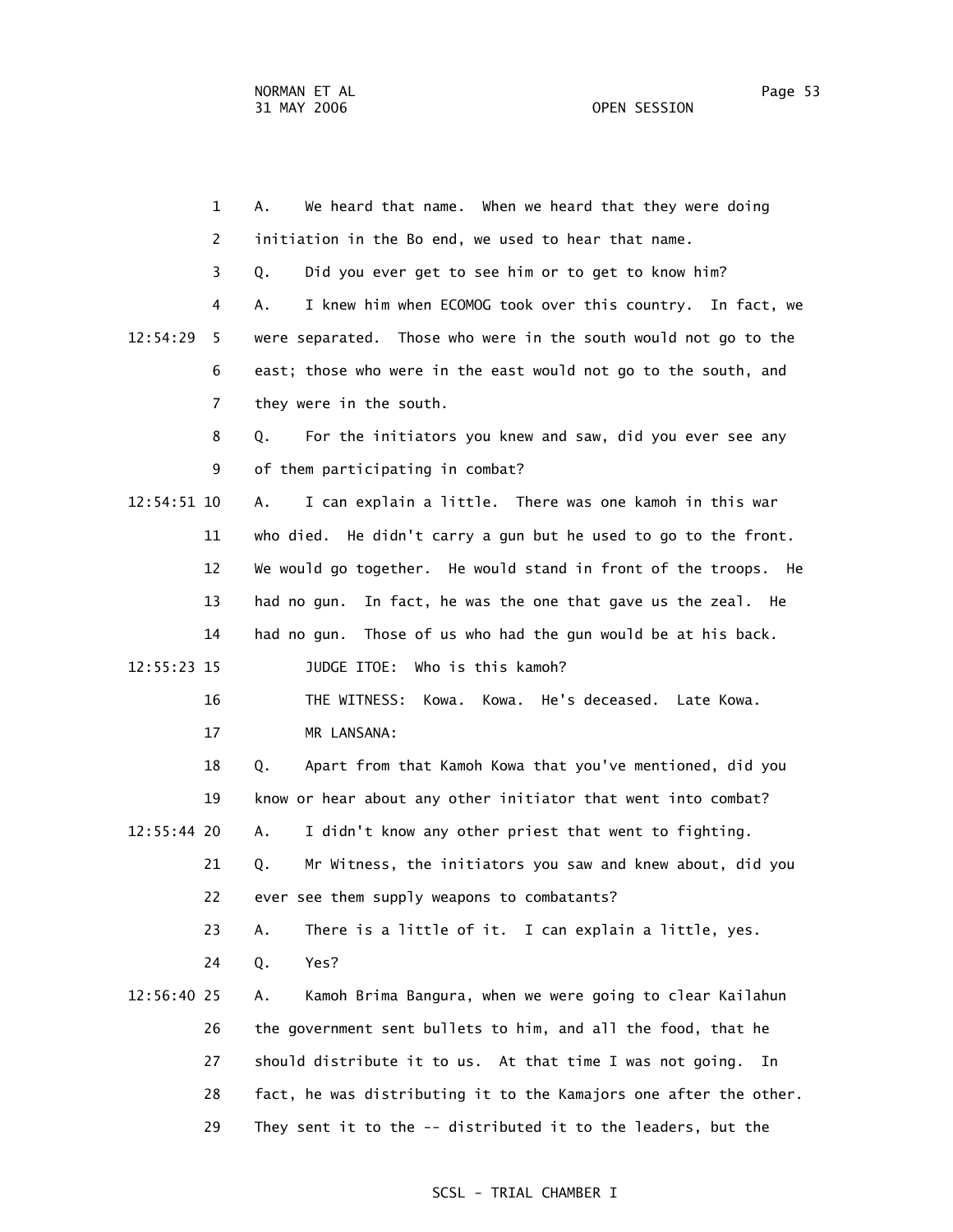A. We heard that name. When we heard that they were doing initiation in the Bo end, we used to hear that name.

Q. Did you ever get to see him or to get to know him?

A. I knew him when ECOMOG took over this country. In fact, we were separated. Those who were in the south would not go to the east; those who were in the east would not go to the south, and they were in the south.

Q. For the initiators you knew and saw, did you ever see any of them participating in combat?

A. I can explain a little. There was one kamoh in this war who died. He didn't carry a gun but he used to go to the front. We would go together. He would stand in front of the troops. He had no gun. In fact, he was the one that gave us the zeal. He had no gun. Those of us who had the gun would be at his back.

JUDGE ITOE: Who is this kamoh?

THE WITNESS: Kowa. Kowa. He's deceased. Late Kowa.

MR LANSANA:

Q. Apart from that Kamoh Kowa that you've mentioned, did you know or hear about any other initiator that went into combat?

A. I didn't know any other priest that went to fighting.

Q. Mr Witness, the initiators you saw and knew about, did you ever see them supply weapons to combatants?

A. There is a little of it. I can explain a little, yes.

Q. Yes?

A. Kamoh Brima Bangura, when we were going to clear Kailahun the government sent bullets to him, and all the food, that he should distribute it to us. At that time I was not going. In fact, he was distributing it to the Kamajors one after the other. They sent it to the -- distributed it to the leaders, but the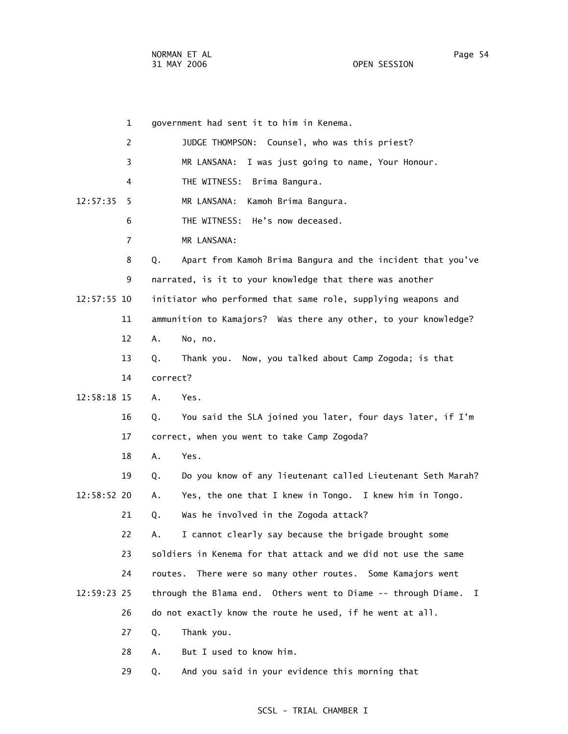1 government had sent it to him in Kenema.

2 JUDGE THOMPSON: Counsel, who was this priest?

3 MR LANSANA: I was just going to name, Your Honour.

4 THE WITNESS: Brima Bangura.

12:57:35 5 MR LANSANA: Kamoh Brima Bangura.

6 THE WITNESS: He's now deceased.

7 MR LANSANA:

8 Q. Apart from Kamoh Brima Bangura and the incident that you've

9 narrated, is it to your knowledge that there was another

12:57:55 10 initiator who performed that same role, supplying weapons and

11 ammunition to Kamajors? Was there any other, to your knowledge?

12 A. No, no.

13 Q. Thank you. Now, you talked about Camp Zogoda; is that

14 correct?

12:58:18 15 A. Yes.

16 Q. You said the SLA joined you later, four days later, if I'm

17 correct, when you went to take Camp Zogoda?

18 A. Yes.

19 Q. Do you know of any lieutenant called Lieutenant Seth Marah?

12:58:52 20 A. Yes, the one that I knew in Tongo. I knew him in Tongo.

21 Q. Was he involved in the Zogoda attack?

22 A. I cannot clearly say because the brigade brought some

23 soldiers in Kenema for that attack and we did not use the same

24 routes. There were so many other routes. Some Kamajors went

12:59:23 25 through the Blama end. Others went to Diame -- through Diame. I

26 do not exactly know the route he used, if he went at all.

27 Q. Thank you.

28 A. But I used to know him.

29 Q. And you said in your evidence this morning that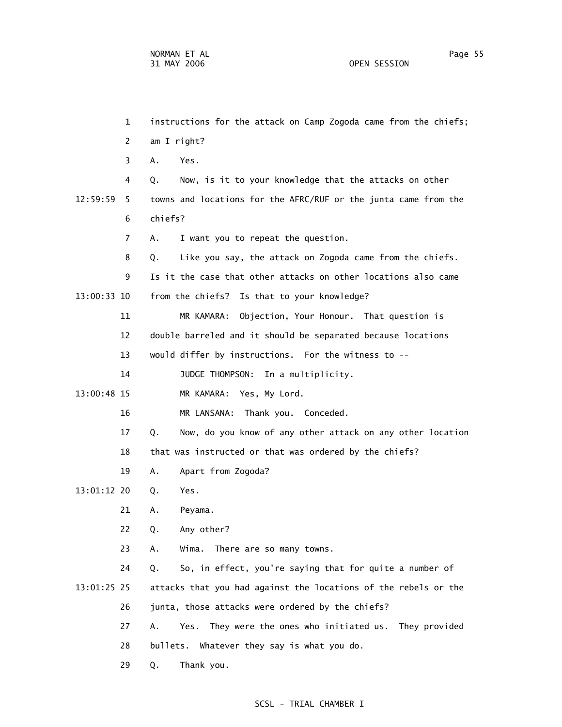instructions for the attack on Camp Zogoda came from the chiefs; am I right?

A. Yes.

Q. Now, is it to your knowledge that the attacks on other towns and locations for the AFRC/RUF or the junta came from the chiefs?

A. I want you to repeat the question.

Q. Like you say, the attack on Zogoda came from the chiefs. Is it the case that other attacks on other locations also came from the chiefs? Is that to your knowledge?

MR KAMARA: Objection, Your Honour. That question is double barreled and it should be separated because locations would differ by instructions. For the witness to --

JUDGE THOMPSON: In a multiplicity.

MR KAMARA: Yes, My Lord.

MR LANSANA: Thank you. Conceded.

Q. Now, do you know of any other attack on any other location that was instructed or that was ordered by the chiefs?

A. Apart from Zogoda?

Q. Yes.

A. Peyama.

Q. Any other?

A. Wima. There are so many towns.

Q. So, in effect, you're saying that for quite a number of attacks that you had against the locations of the rebels or the junta, those attacks were ordered by the chiefs?

A. Yes. They were the ones who initiated us. They provided bullets. Whatever they say is what you do.

Q. Thank you.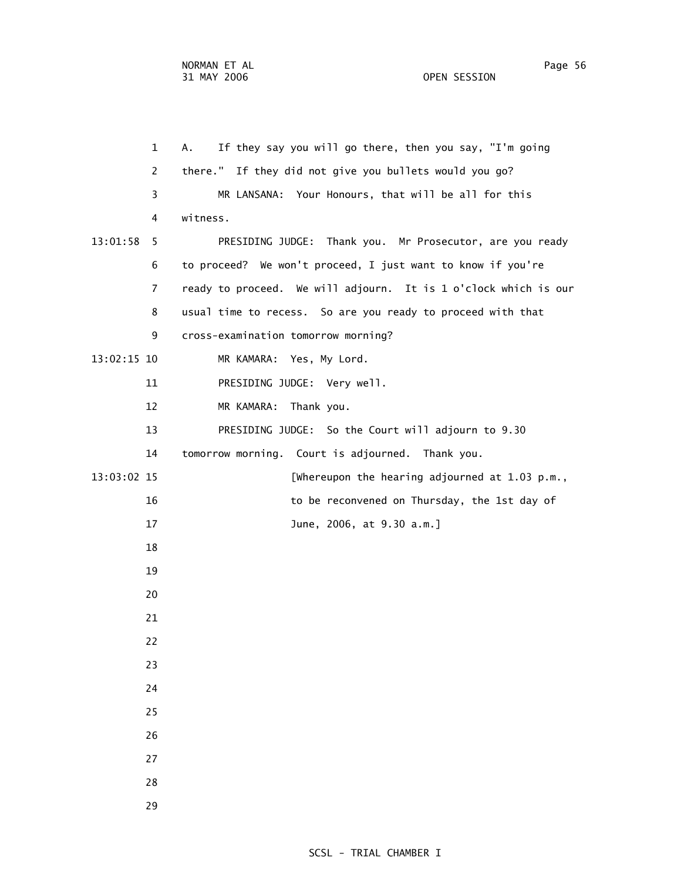A. If they say you will go there, then you say, "I'm going there." If they did not give you bullets would you go?

MR LANSANA: Your Honours, that will be all for this witness.

13:01:58 PRESIDING JUDGE: Thank you. Mr Prosecutor, are you ready to proceed? We won't proceed, I just want to know if you're ready to proceed. We will adjourn. It is 1 o'clock which is our usual time to recess. So are you ready to proceed with that cross-examination tomorrow morning?

13:02:15 MR KAMARA: Yes, My Lord.

PRESIDING JUDGE: Very well.

MR KAMARA: Thank you.

PRESIDING JUDGE: So the Court will adjourn to 9.30 tomorrow morning. Court is adjourned. Thank you.

13:03:02 [Whereupon the hearing adjourned at 1.03 p.m., to be reconvened on Thursday, the 1st day of June, 2006, at 9.30 a.m.]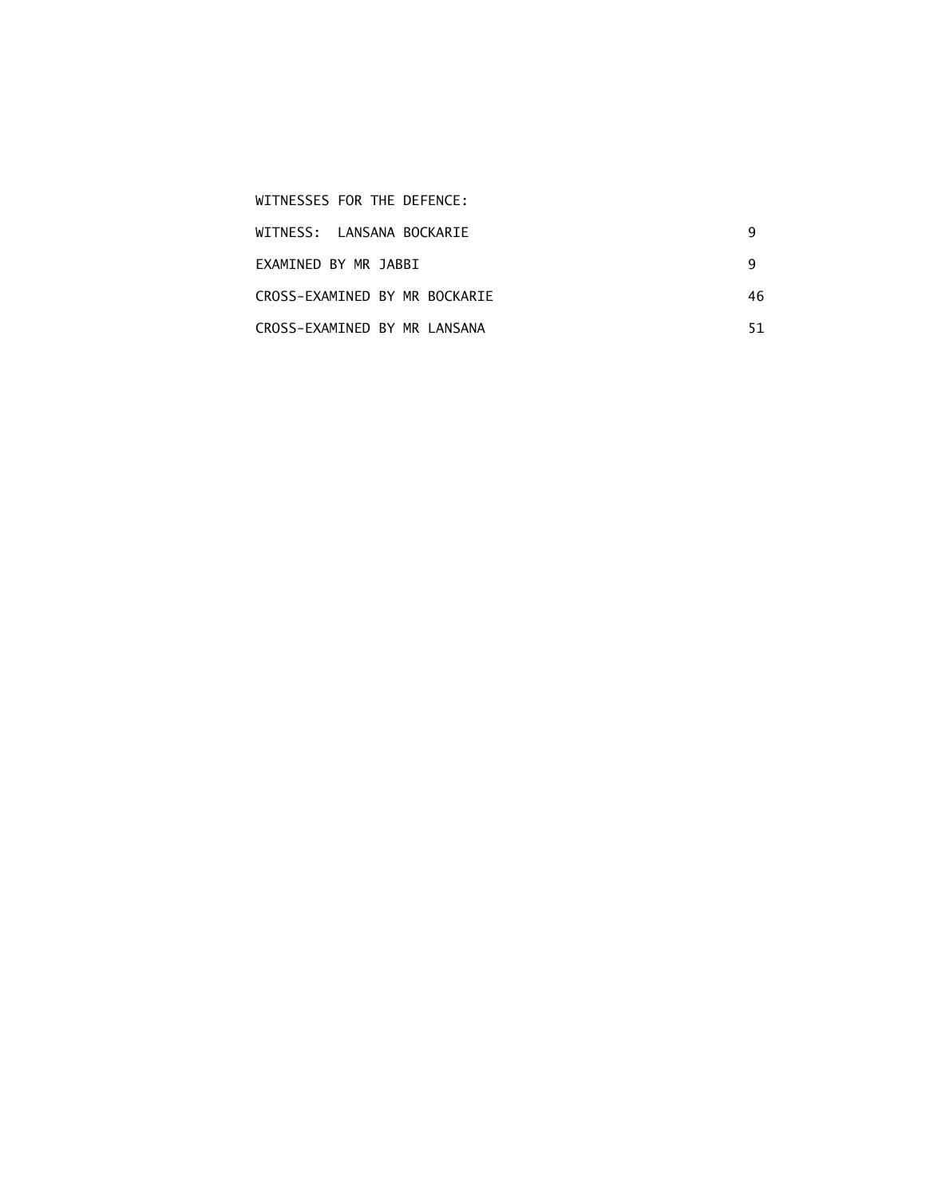| | |
|---|---|
| WITNESSES FOR THE DEFENCE: | |
| WITNESS: LANSANA BOCKARIE | 9 |
| EXAMINED BY MR JABBI | 9 |
| CROSS-EXAMINED BY MR BOCKARIE | 46 |
| CROSS-EXAMINED BY MR LANSANA | 51 |